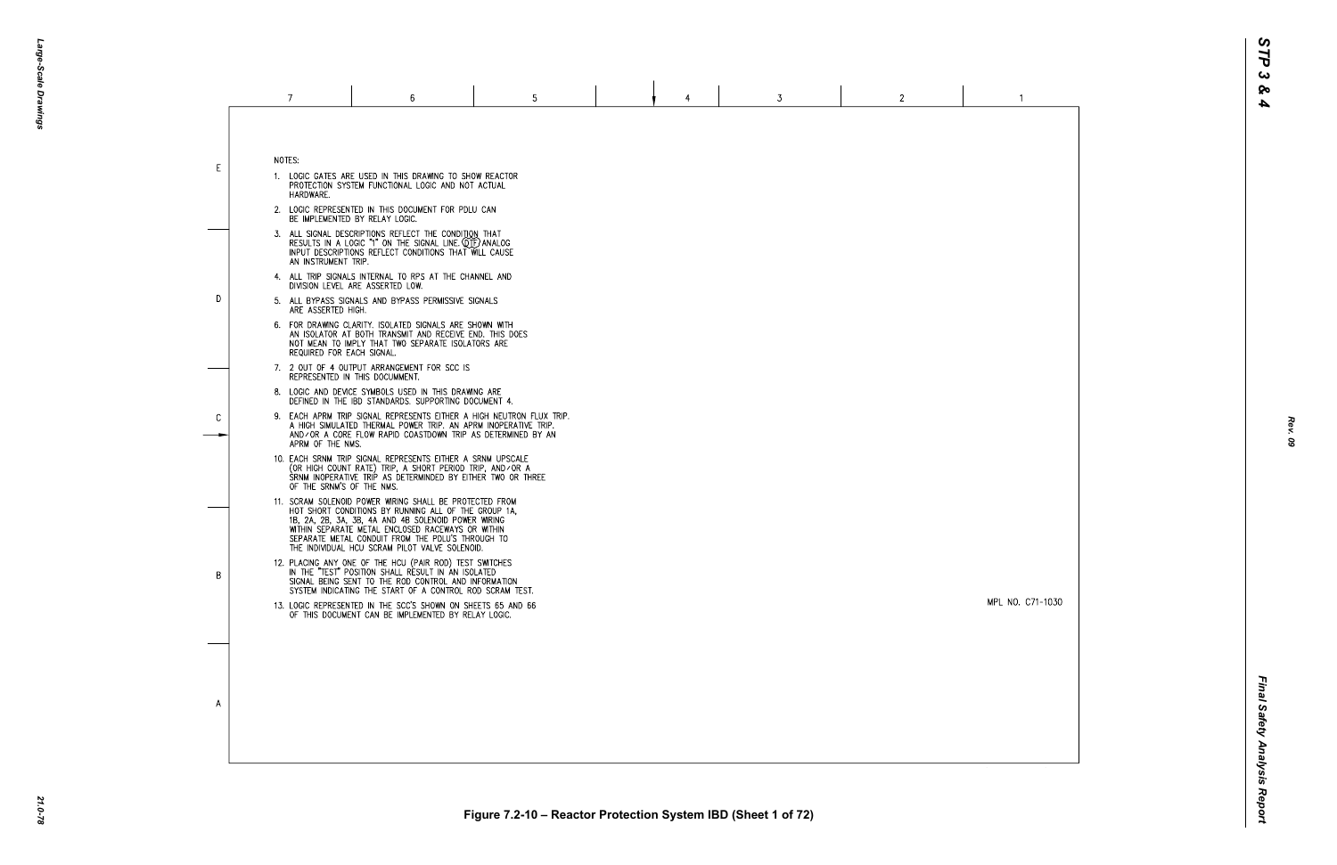NOTES:

1. LOGIC GATES ARE USED IN THIS DRAWING TO SHOW REACTOR PROTECTION SYSTEM FUNCTIONAL LOGIC AND NOT ACTUAL HARDWARE.
2. LOGIC REPRESENTED IN THIS DOCUMENT FOR PDLU CAN BE IMPLEMENTED BY RELAY LOGIC.
3. ALL SIGNAL DESCRIPTIONS REFLECT THE CONDITION THAT RESULTS IN A LOGIC "1" ON THE SIGNAL LINE. (ITF) ANALOG INPUT DESCRIPTIONS REFLECT CONDITIONS THAT WILL CAUSE AN INSTRUMENT TRIP.
4. ALL TRIP SIGNALS INTERNAL TO RPS AT THE CHANNEL AND DIVISION LEVEL ARE ASSERTED LOW.
5. ALL BYPASS SIGNALS AND BYPASS PERMISSIVE SIGNALS ARE ASSERTED HIGH.
6. FOR DRAWING CLARITY, ISOLATED SIGNALS ARE SHOWN WITH AN ISOLATOR AT BOTH TRANSMIT AND RECEIVE END. THIS DOES NOT MEAN TO IMPLY THAT TWO SEPARATE ISOLATORS ARE REQUIRED FOR EACH SIGNAL.
7. 2 OUT OF 4 OUTPUT ARRANGEMENT FOR SCC IS REPRESENTED IN THIS DOCUMMENT.
8. LOGIC AND DEVICE SYMBOLS USED IN THIS DRAWING ARE DEFINED IN THE IBD STANDARDS. SUPPORTING DOCUMENT 4.
9. EACH APRM TRIP SIGNAL REPRESENTS EITHER A HIGH NEUTRON FLUX TRIP, A HIGH SIMULATED THERMAL POWER TRIP, AN APRM INOPERATIVE TRIP, AND/OR A CORE FLOW RAPID COASTDOWN TRIP AS DETERMINED BY AN APRM OF THE NMS.
10. EACH SRNM TRIP SIGNAL REPRESENTS EITHER A SRNM UPSCALE (OR HIGH COUNT RATE) TRIP, A SHORT PERIOD TRIP, AND/OR A SRNM INOPERATIVE TRIP AS DETERMINDED BY EITHER TWO OR THREE OF THE SRNM'S OF THE NMS.
11. SCRAM SOLENOID POWER WIRING SHALL BE PROTECTED FROM HOT SHORT CONDITIONS BY RUNNING ALL OF THE GROUP 1A, 1B, 2A, 2B, 3A, 3B, 4A AND 4B SOLENOID POWER WIRING WITHIN SEPARATE METAL ENCLOSED RACEWAYS OR WITHIN SEPARATE METAL CONDUIT FROM THE PDLU'S THROUGH TO THE INDIVIDUAL HCU SCRAM PILOT VALVE SOLENOID.
12. PLACING ANY ONE OF THE HCU (PAIR ROD) TEST SWITCHES IN THE "TEST" POSITION SHALL RESULT IN AN ISOLATED SIGNAL BEING SENT TO THE ROD CONTROL AND INFORMATION SYSTEM INDICATING THE START OF A CONTROL ROD SCRAM TEST.
13. LOGIC REPRESENTED IN THE SCC'S SHOWN ON SHEETS 65 AND 66 OF THIS DOCUMENT CAN BE IMPLEMENTED BY RELAY LOGIC.

MPL NO. C71-1030

Figure 7.2-10 – Reactor Protection System IBD (Sheet 1 of 72)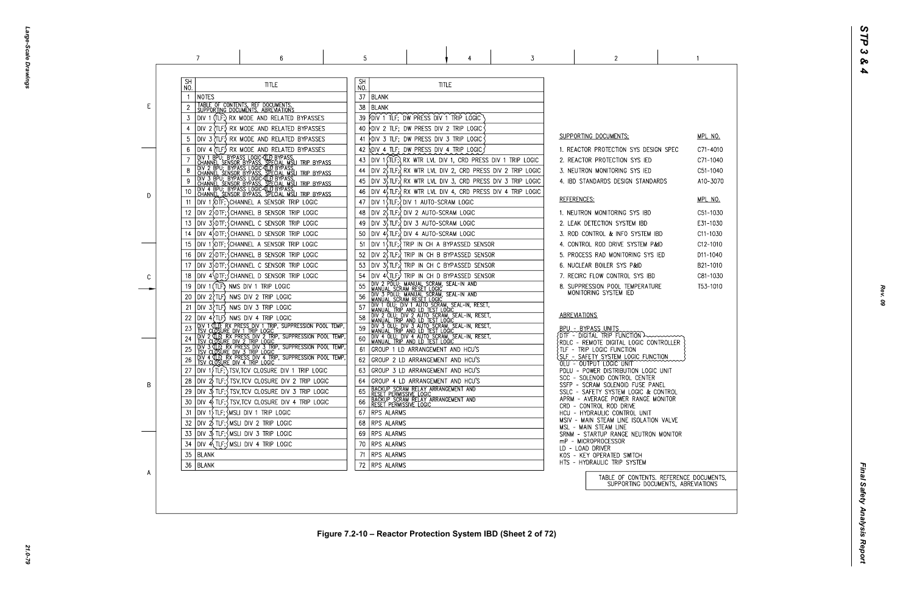| SH NO. | TITLE |
|---|---|
| 1 | NOTES |
| 2 | TABLE OF CONTENTS, REF DOCUMENTS, SUPPORTING DOCUMENTS, ABBREVIATIONS |
| 3 | DIV 1 (TLF) RX MODE AND RELATED BYPASSES |
| 4 | DIV 2 (TLF) RX MODE AND RELATED BYPASSES |
| 5 | DIV 3 (TLF) RX MODE AND RELATED BYPASSES |
| 6 | DIV 4 (TLF) RX MODE AND RELATED BYPASSES |
| 7 | DIV 1 BPU; BYPASS LOGIC (TLF) BYPASS, CHANNEL SENSOR BYPASS, SPECIAL MSLI TRIP BYPASS |
| 8 | DIV 2 BPU; BYPASS LOGIC (TLF) BYPASS, CHANNEL SENSOR BYPASS, SPECIAL MSLI TRIP BYPASS |
| 9 | DIV 3 BPU; BYPASS LOGIC (TLF) BYPASS, CHANNEL SENSOR BYPASS, SPECIAL MSLI TRIP BYPASS |
| 10 | DIV 4 BPU; BYPASS LOGIC (TLF) BYPASS, CHANNEL SENSOR BYPASS, SPECIAL MSLI TRIP BYPASS |
| 11 | DIV 1 DTF; CHANNEL A SENSOR TRIP LOGIC |
| 12 | DIV 2 DTF; CHANNEL B SENSOR TRIP LOGIC |
| 13 | DIV 3 DTF; CHANNEL C SENSOR TRIP LOGIC |
| 14 | DIV 4 DTF; CHANNEL D SENSOR TRIP LOGIC |
| 15 | DIV 1 DTF; CHANNEL A SENSOR TRIP LOGIC |
| 16 | DIV 2 DTF; CHANNEL B SENSOR TRIP LOGIC |
| 17 | DIV 3 DTF; CHANNEL C SENSOR TRIP LOGIC |
| 18 | DIV 4 DTF; CHANNEL D SENSOR TRIP LOGIC |
| 19 | DIV 1 (TLF) NMS DIV 1 TRIP LOGIC |
| 20 | DIV 2 (TLF) NMS DIV 2 TRIP LOGIC |
| 21 | DIV 3 (TLF) NMS DIV 3 TRIP LOGIC |
| 22 | DIV 4 (TLF) NMS DIV 4 TRIP LOGIC |
| 23 | DIV 1 (TLF) RX PRESS DIV 1 TRIP, SUPPRESSION POOL TEMP, TSV CLOSURE DIV 1 TRIP LOGIC |
| 24 | DIV 2 (TLF) RX PRESS DIV 2 TRIP, SUPPRESSION POOL TEMP, TSV CLOSURE DIV 2 TRIP LOGIC |
| 25 | DIV 3 (TLF) RX PRESS DIV 3 TRIP, SUPPRESSION POOL TEMP, TSV CLOSURE DIV 3 TRIP LOGIC |
| 26 | DIV 4 (TLF) RX PRESS DIV 4 TRIP, SUPPRESSION POOL TEMP, TSV CLOSURE DIV 4 TRIP LOGIC |
| 27 | DIV 1 TLF; TSV,TCV CLOSURE DIV 1 TRIP LOGIC |
| 28 | DIV 2 TLF; TSV,TCV CLOSURE DIV 2 TRIP LOGIC |
| 29 | DIV 3 TLF; TSV,TCV CLOSURE DIV 3 TRIP LOGIC |
| 30 | DIV 4 TLF; TSV,TCV CLOSURE DIV 4 TRIP LOGIC |
| 31 | DIV 1 TLF; MSLI DIV 1 TRIP LOGIC |
| 32 | DIV 2 TLF; MSLI DIV 2 TRIP LOGIC |
| 33 | DIV 3 TLF; MSLI DIV 3 TRIP LOGIC |
| 34 | DIV 4 TLF; MSLI DIV 4 TRIP LOGIC |
| 35 | BLANK |
| 36 | BLANK |

| SH NO. | TITLE |
|---|---|
| 37 | BLANK |
| 38 | BLANK |
| 39 | DIV 1 TLF; DW PRESS DIV 1 TRIP LOGIC |
| 40 | DIV 2 TLF; DW PRESS DIV 2 TRIP LOGIC |
| 41 | DIV 3 TLF; DW PRESS DIV 3 TRIP LOGIC |
| 42 | DIV 4 TLF; DW PRESS DIV 4 TRIP LOGIC |
| 43 | DIV 1 (TLF) RX WTR LVL DIV 1, CRD PRESS DIV 1 TRIP LOGIC |
| 44 | DIV 2 TLF; RX WTR LVL DIV 2, CRD PRESS DIV 2 TRIP LOGIC |
| 45 | DIV 3 TLF; RX WTR LVL DIV 3, CRD PRESS DIV 3 TRIP LOGIC |
| 46 | DIV 4 TLF; RX WTR LVL DIV 4, CRD PRESS DIV 4 TRIP LOGIC |
| 47 | DIV 1 TLF; DIV 1 AUTO-SCRAM LOGIC |
| 48 | DIV 2 TLF; DIV 2 AUTO-SCRAM LOGIC |
| 49 | DIV 3 TLF; DIV 3 AUTO-SCRAM LOGIC |
| 50 | DIV 4 TLF; DIV 4 AUTO-SCRAM LOGIC |
| 51 | DIV 1 TLF; TRIP IN CH A BYPASSED SENSOR |
| 52 | DIV 2 TLF; TRIP IN CH B BYPASSED SENSOR |
| 53 | DIV 3 TLF; TRIP IN CH C BYPASSED SENSOR |
| 54 | DIV 4 (TLF) TRIP IN CH D BYPASSED SENSOR |
| 55 | DIV 2 PDLU; MANUAL SCRAM, SEAL-IN AND MANUAL SCRAM RESET LOGIC |
| 56 | DIV 3 PDLU; MANUAL SCRAM, SEAL-IN AND MANUAL SCRAM RESET LOGIC |
| 57 | DIV 1 OLU; DIV 1 AUTO SCRAM, SEAL-IN, RESET, MANUAL TRIP AND LD TEST LOGIC |
| 58 | DIV 2 OLU; DIV 2 AUTO SCRAM, SEAL-IN, RESET, MANUAL TRIP AND LD TEST LOGIC |
| 59 | DIV 3 OLU; DIV 3 AUTO SCRAM, SEAL-IN, RESET, MANUAL TRIP AND LD TEST LOGIC |
| 60 | DIV 4 OLU; DIV 4 AUTO SCRAM, SEAL-IN, RESET, MANUAL TRIP AND LD TEST LOGIC |
| 61 | GROUP 1 LD ARRANGEMENT AND HCU'S |
| 62 | GROUP 2 LD ARRANGEMENT AND HCU'S |
| 63 | GROUP 3 LD ARRANGEMENT AND HCU'S |
| 64 | GROUP 4 LD ARRANGEMENT AND HCU'S |
| 65 | BACKUP SCRAM RELAY ARRANGEMENT AND RESET PERMISSIVE LOGIC |
| 66 | BACKUP SCRAM RELAY ARRANGEMENT AND RESET PERMISSIVE LOGIC |
| 67 | RPS ALARMS |
| 68 | RPS ALARMS |
| 69 | RPS ALARMS |
| 70 | RPS ALARMS |
| 71 | RPS ALARMS |
| 72 | RPS ALARMS |

| SUPPORTING DOCUMENTS: | MPL NO. |
|---|---|
| 1. REACTOR PROTECTION SYS DESIGN SPEC | C71-4010 |
| 2. REACTOR PROTECTION SYS IED | C71-1040 |
| 3. NEUTRON MONITORING SYS IED | C51-1040 |
| 4. IBD STANDARDS DESIGN STANDARDS | A10-3070 |

| REFERENCES: | MPL NO. |
|---|---|
| 1. NEUTRON MONITORING SYS IBD | C51-1030 |
| 2. LEAK DETECTION SYSTEM IBD | E31-1030 |
| 3. ROD CONTROL & INFO SYSTEM IBD | C11-1030 |
| 4. CONTROL ROD DRIVE SYSTEM P&ID | C12-1010 |
| 5. PROCESS RAD MONITORING SYS IED | D11-1040 |
| 6. NUCLEAR BOILER SYS P&ID | B21-1010 |
| 7. RECIRC FLOW CONTROL SYS IBD | C81-1030 |
| 8. SUPPRESSION POOL TEMPERATURE MONITORING SYSTEM IED | T53-1010 |

ABBREVIATIONS

- BPU - BYPASS UNITS
- DTF - DIGITAL TRIP FUNCTION
- RDLC - REMOTE DIGITAL LOGIC CONTROLLER
- TLF - TRIP LOGIC FUNCTION
- SLF - SAFETY SYSTEM LOGIC FUNCTION
- OLU - OUTPUT LOGIC UNIT
- PDLU - POWER DISTRIBUTION LOGIC UNIT
- SCC - SOLENOID CONTROL CENTER
- SSFP - SCRAM SOLENOID FUSE PANEL
- SSLC - SAFETY SYSTEM LOGIC & CONTROL
- APRM - AVERAGE POWER RANGE MONITOR
- CRD - CONTROL ROD DRIVE
- HCU - HYDRAULIC CONTROL UNIT
- MSIV - MAIN STEAM LINE ISOLATION VALVE
- MSL - MAIN STEAM LINE
- SRNM - STARTUP RANGE NEUTRON MONITOR
- mP - MICROPROCESSOR
- LD - LOAD DRIVER
- KOS - KEY OPERATED SWITCH
- HTS - HYDRAULIC TRIP SYSTEM

TABLE OF CONTENTS, REFERENCE DOCUMENTS, SUPPORTING DOCUMENTS, ABBREVIATIONS

Figure 7.2-10 – Reactor Protection System IBD (Sheet 2 of 72)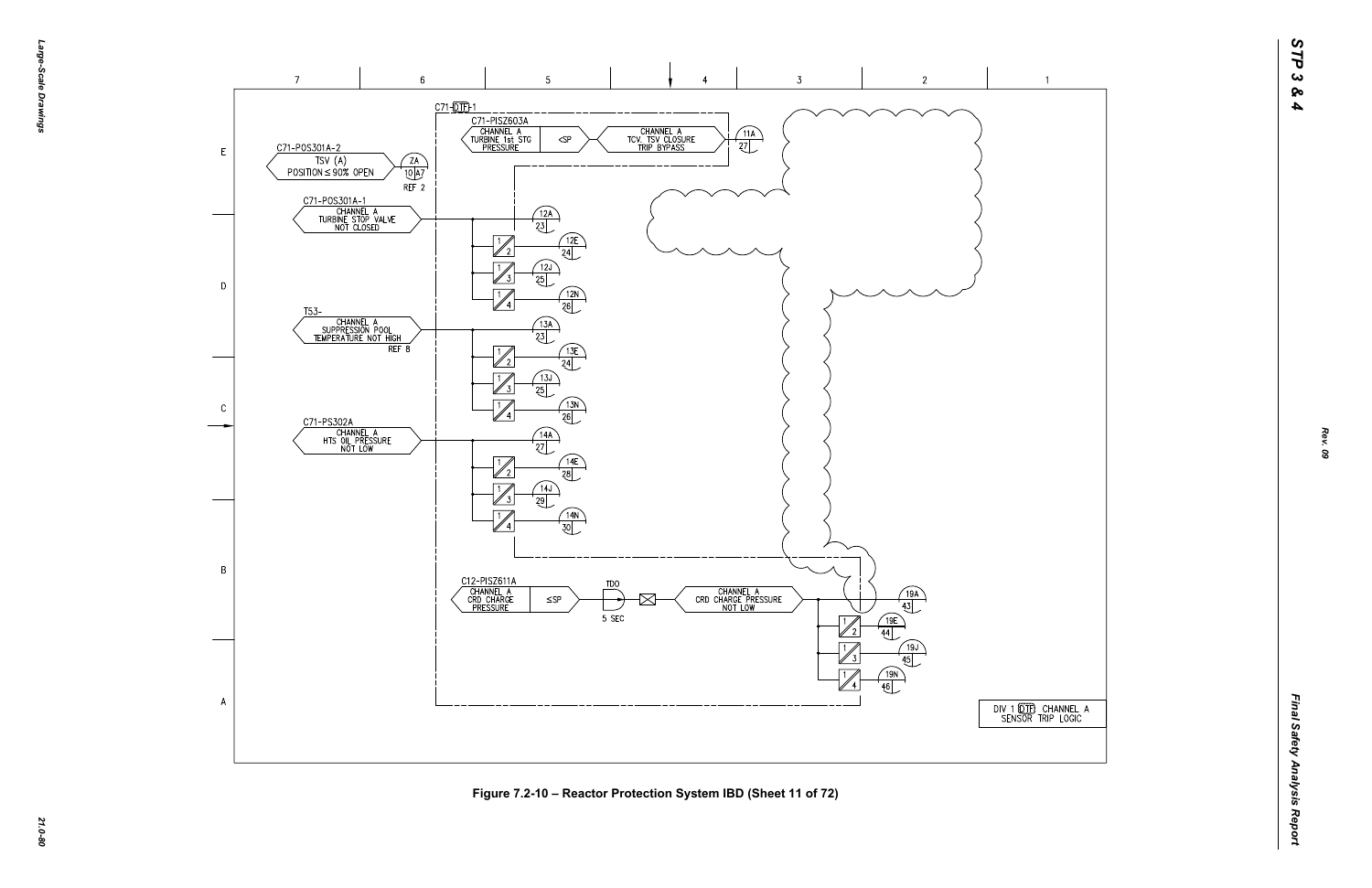C71-DTF-1

C71-PISZ603A
CHANNEL A
TURBINE 1st STG
PRESSURE
<SP

CHANNEL A
TCV. TSV CLOSURE
TRIP BYPASS

11A
27

C71-POS301A-2
TSV (A)
POSITION ≤ 90% OPEN
ZA
10 A7
REF 2

C71-POS301A-1
CHANNEL A
TURBINE STOP VALVE
NOT CLOSED

12A 23
12E 24
12J 25
12N 26

T53-
CHANNEL A
SUPPRESSION POOL
TEMPERATURE NOT HIGH
REF 8

13A 23
13E 24
13J 25
13N 26

C71-PS302A
CHANNEL A
HTS OIL PRESSURE
NOT LOW

14A 27
14E 28
14J 29
14N 30

C12-PISZ611A
CHANNEL A
CRD CHARGE
PRESSURE
≤SP

TDO
5 SEC

CHANNEL A
CRD CHARGE PRESSURE
NOT LOW

19A 43
19E 44
19J 45
19N 46

DIV 1 DTF CHANNEL A
SENSOR TRIP LOGIC

Figure 7.2-10 – Reactor Protection System IBD (Sheet 11 of 72)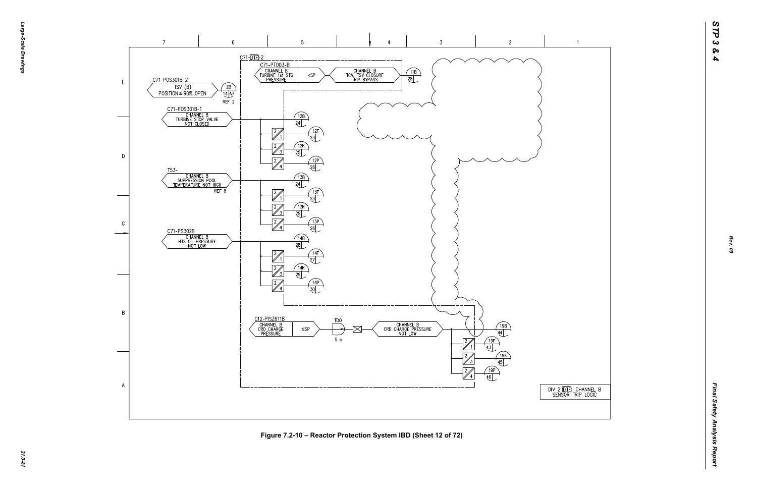C71-DTF-2

C71-PT003-B

CHANNEL B TURBINE 1st STG PRESSURE

<SP

CHANNEL B TCV, TSV CLOSURE TRIP BYPASS

11B 28

C71-POS301B-2

TSV (B) POSITION ≤ 90% OPEN

ZB 14 A7 REF 2

C71-POS301B-1

CHANNEL B TURBINE STOP VALVE NOT CLOSED

12B 24

12F 23

12K 25

12P 26

T53-

CHANNEL B SUPPRESSION POOL TEMPERATURE NOT HIGH

REF 8

13B 24

13F 23

13K 25

13P 26

C71-PS302B

CHANNEL B HTS OIL PRESSURE NOT LOW

14B 28

14F 27

14K 29

14P 30

C12-PISZ611B

CHANNEL B CRD CHARGE PRESSURE

≤SP

TDO 5 s

CHANNEL B CRD CHARGE PRESSURE NOT LOW

19B 44

19F 43

19K 45

19P 46

DIV 2 DTF CHANNEL B SENSOR TRIP LOGIC

Figure 7.2-10 – Reactor Protection System IBD (Sheet 12 of 72)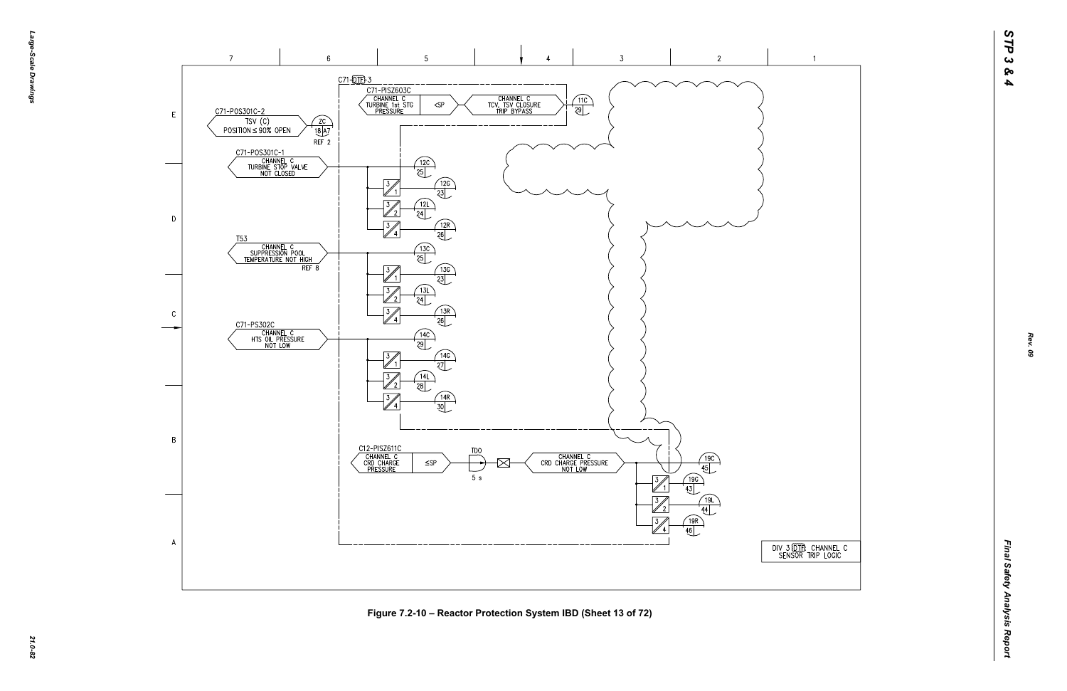C71-DTF-3

C71-PISZ603C
CHANNEL C TURBINE 1st STG PRESSURE

<SP

CHANNEL C TCV, TSV CLOSURE TRIP BYPASS

11C 29

C71-POS301C-2
TSV (C) POSITION ≤ 90% OPEN

ZC 18 A7 REF 2

C71-POS301C-1
CHANNEL C TURBINE STOP VALVE NOT CLOSED

12C 25
12G 23
12L 24
12R 26

T53
CHANNEL C SUPPRESSION POOL TEMPERATURE NOT HIGH
REF 8

13C 25
13G 23
13L 24
13R 26

C71-PS302C
CHANNEL C HTS OIL PRESSURE NOT LOW

14C 29
14G 27
14L 28
14R 30

C12-PISZ611C
CHANNEL C CRD CHARGE PRESSURE

≤SP

TDO 5 s

CHANNEL C CRD CHARGE PRESSURE NOT LOW

19C 45
19C 43
19L 44
19R 46

DIV 3 DTF CHANNEL C SENSOR TRIP LOGIC

Figure 7.2-10 – Reactor Protection System IBD (Sheet 13 of 72)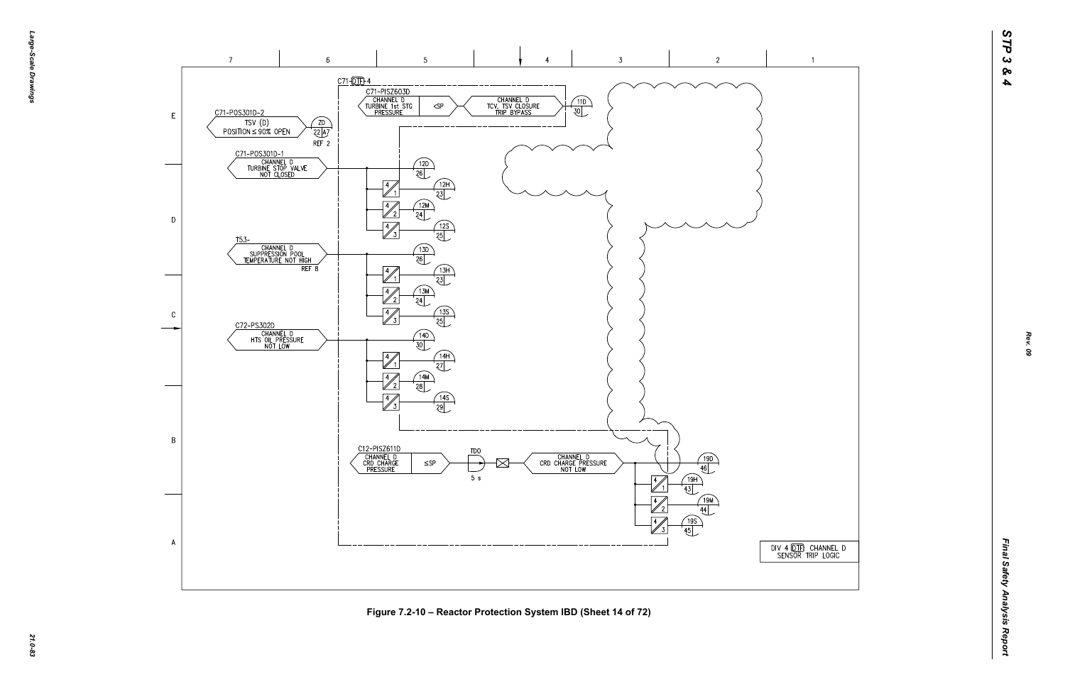C71-DTF-4

C71-PISZ603D

CHANNEL D TURBINE 1st STG PRESSURE | <SP | CHANNEL D TCV, TSV CLOSURE TRIP BYPASS | 11D 30

C71-POS301D-2 TSV (D) POSITION ≤ 90% OPEN | ZD 22 A7 REF 2

C71-POS301D-1 CHANNEL D TURBINE STOP VALVE NOT CLOSED | 12D 26 | 4/1 12H 23 | 4/2 12M 24 | 4/3 12S 25

T53- CHANNEL D SUPPRESSION POOL TEMPERATURE NOT HIGH REF 8 | 13D 26 | 4/1 13H 23 | 4/2 13M 24 | 4/3 13S 25

C72-PS302D CHANNEL D HTS OIL PRESSURE NOT LOW | 14D 30 | 4/1 14H 27 | 4/2 14M 28 | 4/3 14S 29

C12-PISZ611D CHANNEL D CRD CHARGE PRESSURE | ≤SP | TDO 5 s | CHANNEL D CRD CHARGE PRESSURE NOT LOW | 19D 46 | 4/1 19H 43 | 4/2 19M 44 | 4/3 19S 45

DIV 4 DTF CHANNEL D SENSOR TRIP LOGIC

Figure 7.2-10 – Reactor Protection System IBD (Sheet 14 of 72)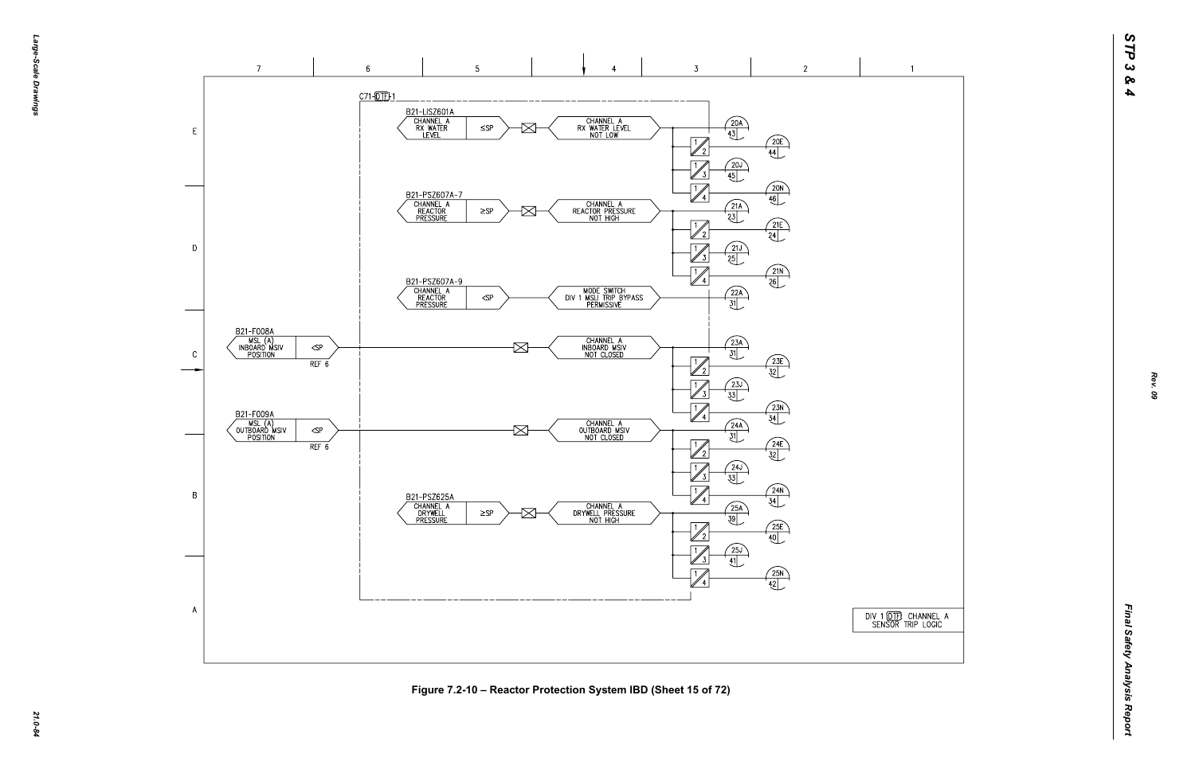C71-DTF-1

B21-LISZ601A
CHANNEL A
RX WATER
LEVEL
≤SP

CHANNEL A
RX WATER LEVEL
NOT LOW

20A 43
20E 44
20J 45
20N 46

B21-PSZ607A-7
CHANNEL A
REACTOR
PRESSURE
≥SP

CHANNEL A
REACTOR PRESSURE
NOT HIGH

21A 23
21E 24
21J 25
21N 26

B21-PSZ607A-9
CHANNEL A
REACTOR
PRESSURE
<SP

MODE SWITCH
DIV 1 MSLI TRIP BYPASS
PERMISSIVE

22A 31

B21-F008A
MSL (A)
INBOARD MSIV
POSITION
<SP
REF 6

CHANNEL A
INBOARD MSIV
NOT CLOSED

23A 31
23E 32
23J 33
23N 34

B21-F009A
MSL (A)
OUTBOARD MSIV
POSITION
<SP
REF 6

CHANNEL A
OUTBOARD MSIV
NOT CLOSED

24A 31
24E 32
24J 33
24N 34

B21-PSZ625A
CHANNEL A
DRYWELL
PRESSURE
≥SP

CHANNEL A
DRYWELL PRESSURE
NOT HIGH

25A 39
25E 40
25J 41
25N 42

DIV 1 DTF CHANNEL A
SENSOR TRIP LOGIC

Figure 7.2-10 – Reactor Protection System IBD (Sheet 15 of 72)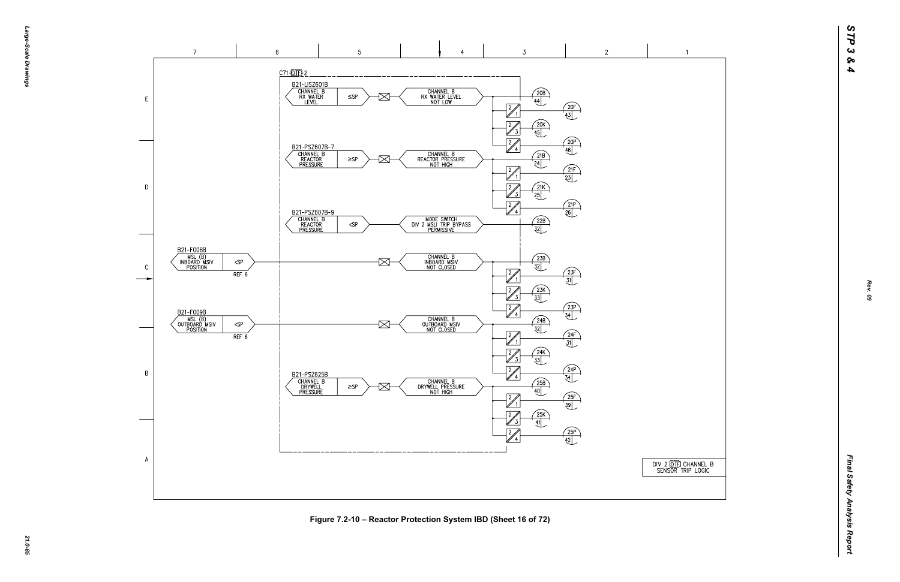C71-DTF-2

B21-LISZ601B
CHANNEL B RX WATER LEVEL ≤SP → CHANNEL B RX WATER LEVEL NOT LOW → 20B 44; 2/1 → 20F 43; 2/3 → 20K 45; 2/4 → 20P 46

B21-PSZ607B-7
CHANNEL B REACTOR PRESSURE ≥SP → CHANNEL B REACTOR PRESSURE NOT HIGH → 21B 24; 2/1 → 21F 23; 2/3 → 21K 25; 2/4 → 21P 26

B21-PSZ607B-9
CHANNEL B REACTOR PRESSURE <SP → MODE SWITCH DIV 2 MSLI TRIP BYPASS PERMISSIVE → 22B 32

B21-F008B
MSL (B) INBOARD MSIV POSITION <SP REF 6 → CHANNEL B INBOARD MSIV NOT CLOSED → 23B 32; 2/1 → 23F 31; 2/3 → 23K 33; 2/4 → 23P 34

B21-F009B
MSL (B) OUTBOARD MSIV POSITION <SP REF 6 → CHANNEL B OUTBOARD MSIV NOT CLOSED → 24B 32; 2/1 → 24F 31; 2/3 → 24K 33; 2/4 → 24P 34

B21-PSZ625B
CHANNEL B DRYWELL PRESSURE ≥SP → CHANNEL B DRYWELL PRESSURE NOT HIGH → 25B 40; 2/1 → 25F 39; 2/3 → 25K 41; 2/4 → 25P 42

DIV 2 DTF CHANNEL B SENSOR TRIP LOGIC

Figure 7.2-10 – Reactor Protection System IBD (Sheet 16 of 72)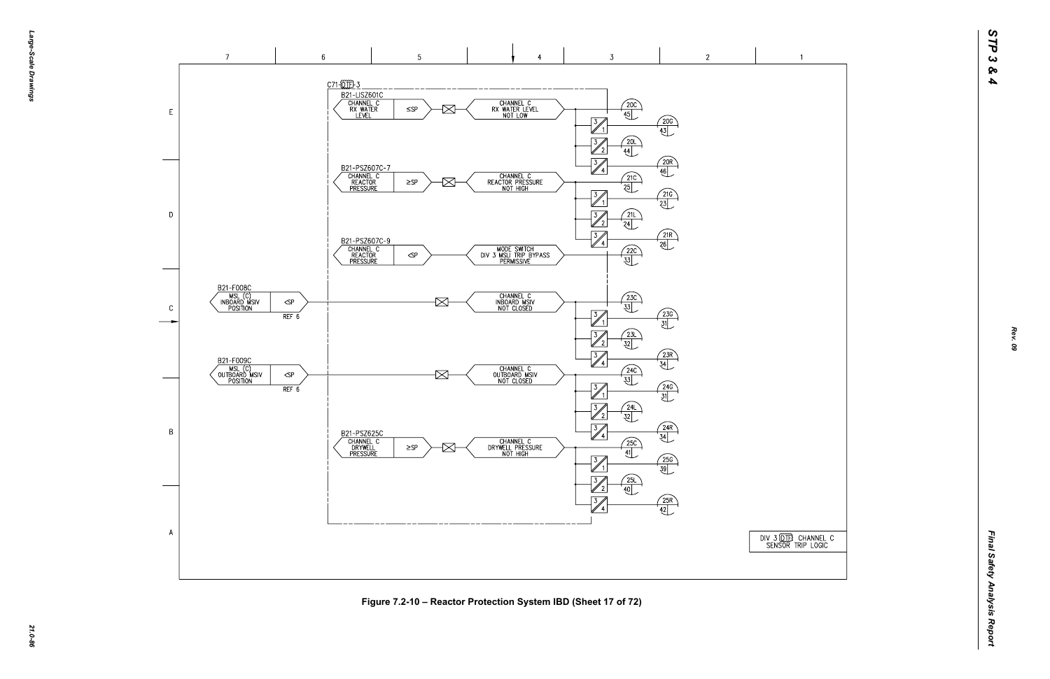C71-DTF-3

B21-LISZ601C
CHANNEL C RX WATER LEVEL ≤SP → CHANNEL C RX WATER LEVEL NOT LOW → 20C 45; 3/1 20G 43; 3/2 20L 44; 3/4 20R 46

B21-PSZ607C-7
CHANNEL C REACTOR PRESSURE ≥SP → CHANNEL C REACTOR PRESSURE NOT HIGH → 21C 25; 3/1 21G 23; 3/2 21L 24; 3/4 21R 26

B21-PSZ607C-9
CHANNEL C REACTOR PRESSURE <SP → MODE SWITCH DIV 3 MSLI TRIP BYPASS PERMISSIVE → 22C 33

B21-F008C
MSL (C) INBOARD MSIV POSITION <SP REF 6 → CHANNEL C INBOARD MSIV NOT CLOSED → 23C 33; 3/1 23G 31; 3/2 23L 32; 3/4 23R 34

B21-F009C
MSL (C) OUTBOARD MSIV POSITION <SP REF 6 → CHANNEL C OUTBOARD MSIV NOT CLOSED → 24C 33; 3/1 24G 31; 3/2 24L 32; 3/4 24R 34

B21-PSZ625C
CHANNEL C DRYWELL PRESSURE ≥SP → CHANNEL C DRYWELL PRESSURE NOT HIGH → 25C 41; 3/1 25G 39; 3/2 25L 40; 3/4 25R 42

DIV 3 DTF CHANNEL C SENSOR TRIP LOGIC

Figure 7.2-10 – Reactor Protection System IBD (Sheet 17 of 72)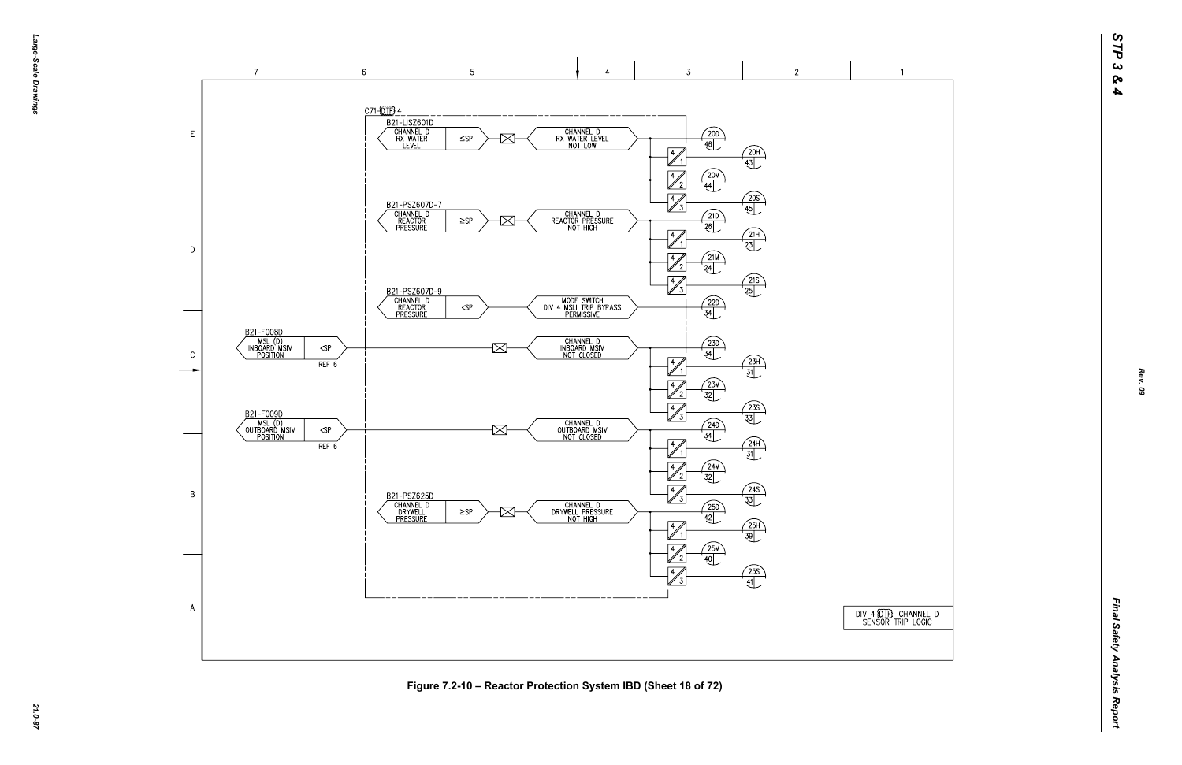C71-DTF-4

B21-LISZ601D
CHANNEL D RX WATER LEVEL — ≤SP — CHANNEL D RX WATER LEVEL NOT LOW — 20D 46; 4/1 → 20H 43; 4/2 → 20M 44; 4/3 → 20S 45

B21-PSZ607D-7
CHANNEL D REACTOR PRESSURE — ≥SP — CHANNEL D REACTOR PRESSURE NOT HIGH — 21D 26; 4/1 → 21H 23; 4/2 → 21M 24; 4/3 → 21S 25

B21-PSZ607D-9
CHANNEL D REACTOR PRESSURE — <SP — MODE SWITCH DIV 4 MSLI TRIP BYPASS PERMISSIVE — 22D 34

B21-F008D
MSL (D) INBOARD MSIV POSITION — <SP — REF 6 — CHANNEL D INBOARD MSIV NOT CLOSED — 23D 34; 4/1 → 23H 31; 4/2 → 23M 32; 4/3 → 23S 33

B21-F009D
MSL (D) OUTBOARD MSIV POSITION — <SP — REF 6 — CHANNEL D OUTBOARD MSIV NOT CLOSED — 24D 34; 4/1 → 24H 31; 4/2 → 24M 32; 4/3 → 24S 33

B21-PSZ625D
CHANNEL D DRYWELL PRESSURE — ≥SP — CHANNEL D DRYWELL PRESSURE NOT HIGH — 25D 42; 4/1 → 25H 39; 4/2 → 25M 40; 4/3 → 25S 41

DIV 4 DTF CHANNEL D SENSOR TRIP LOGIC

Figure 7.2-10 – Reactor Protection System IBD (Sheet 18 of 72)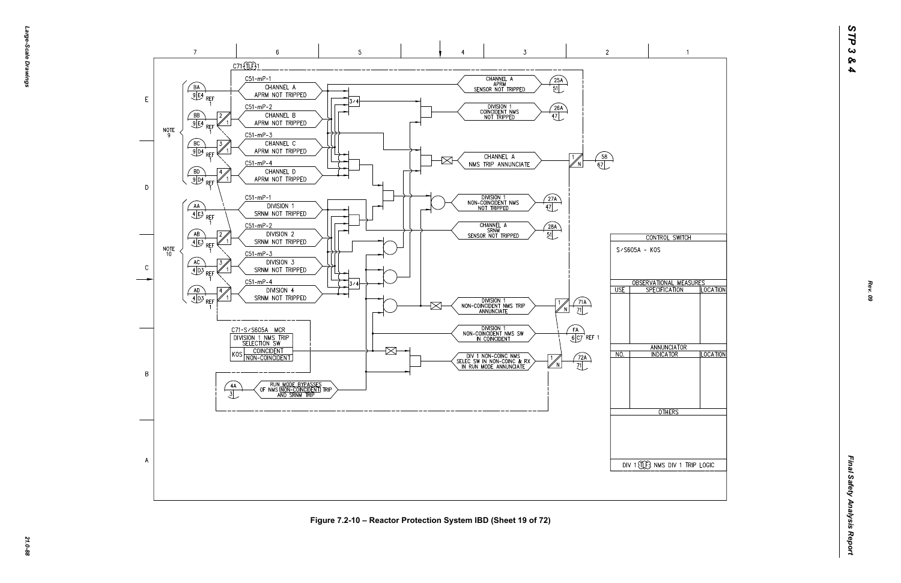C71-TLF-1

C51-mP-1

CHANNEL A APRM NOT TRIPPED

C51-mP-2

CHANNEL B APRM NOT TRIPPED

C51-mP-3

CHANNEL C APRM NOT TRIPPED

C51-mP-4

CHANNEL D APRM NOT TRIPPED

C51-mP-1

DIVISION 1 SRNM NOT TRIPPED

C51-mP-2

DIVISION 2 SRNM NOT TRIPPED

C51-mP-3

DIVISION 3 SRNM NOT TRIPPED

C51-mP-4

DIVISION 4 SRNM NOT TRIPPED

NOTE 9

NOTE 10

BA 9 E4 REF 1

BB 9 E4 REF 1

BC 9 D4 REF 1

BD 9 D4 REF 1

AA 4 E3 REF 1

AB 4 E3 REF 1

AC 4 D3 REF 1

AD 4 D3 REF 1

3/4

3/4

CHANNEL A APRM SENSOR NOT TRIPPED — 25A 51

DIVISION 1 COINCIDENT NMS NOT TRIPPED — 26A 47

CHANNEL A NMS TRIP ANNUNCIATE — 58 67

DIVISION 1 NON-COINCIDENT NMS NOT TRIPPED — 27A 47

CHANNEL A SRNM SENSOR NOT TRIPPED — 28A 51

DIVISION 1 NON-COINCIDENT NMS TRIP ANNUNCIATE — 71A 71

DIVISION 1 NON-COINCIDENT NMS SW IN COINCIDENT — FA 6 C7 REF 1

DIV 1 NON-COINC NMS SELEC SW IN NON-COINC & RX IN RUN MODE ANNUNCIATE — 72A 71

C71-S/S605A MCR

DIVISION 1 NMS TRIP SELECTION SW

KOS: COINCIDENT / NON-COINCIDENT

4A 3 — RUN MODE BYPASSES OF NMS (NON-COINCIDENT) TRIP AND SRNM TRIP

| CONTROL SWITCH | | |
|---|---|---|
| S/S605A - KOS | | |
| OBSERVATIONAL MEASURES | | |
| USE | SPECIFICATION | LOCATION |
| | | |
| ANNUNCIATOR | | |
| NO. | INDICATOR | LOCATION |
| | | |
| OTHERS | | |
| DIV 1 TLF NMS DIV 1 TRIP LOGIC | | |

Figure 7.2-10 – Reactor Protection System IBD (Sheet 19 of 72)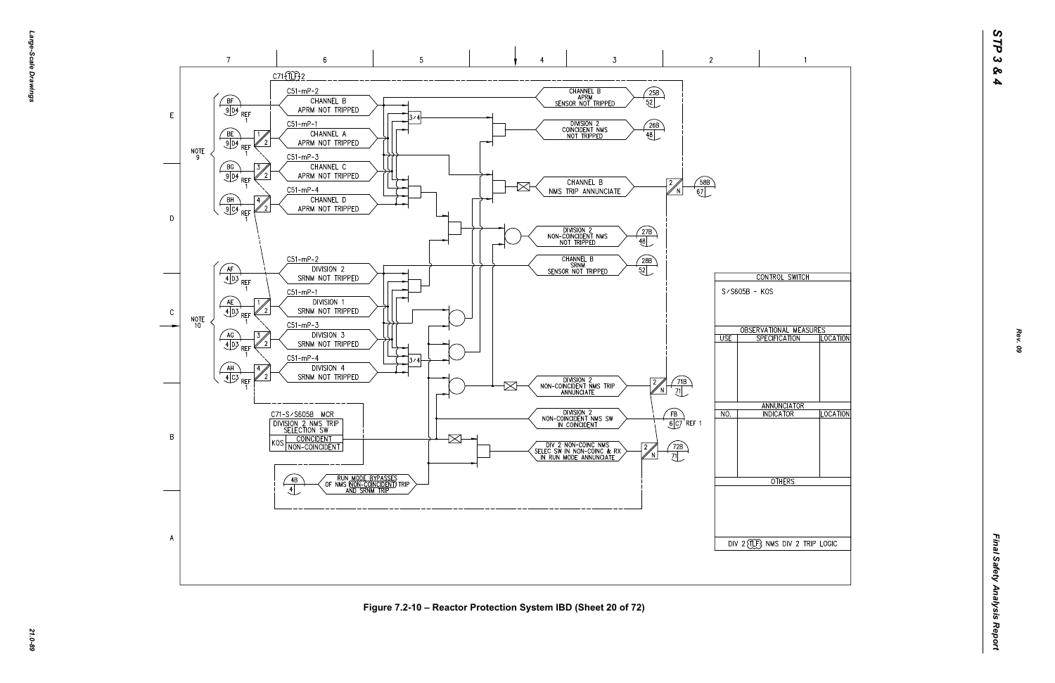| CONTROL SWITCH | | |
|---|---|---|
| S/S605B - KOS | | |
| OBSERVATIONAL MEASURES | | |
| USE | SPECIFICATION | LOCATION |
| | | |
| ANNUNCIATOR | | |
| NO. | INDICATOR | LOCATION |
| | | |
| OTHERS | | |
| DIV 2 (TLF) NMS DIV 2 TRIP LOGIC | | |

Figure 7.2-10 – Reactor Protection System IBD (Sheet 20 of 72)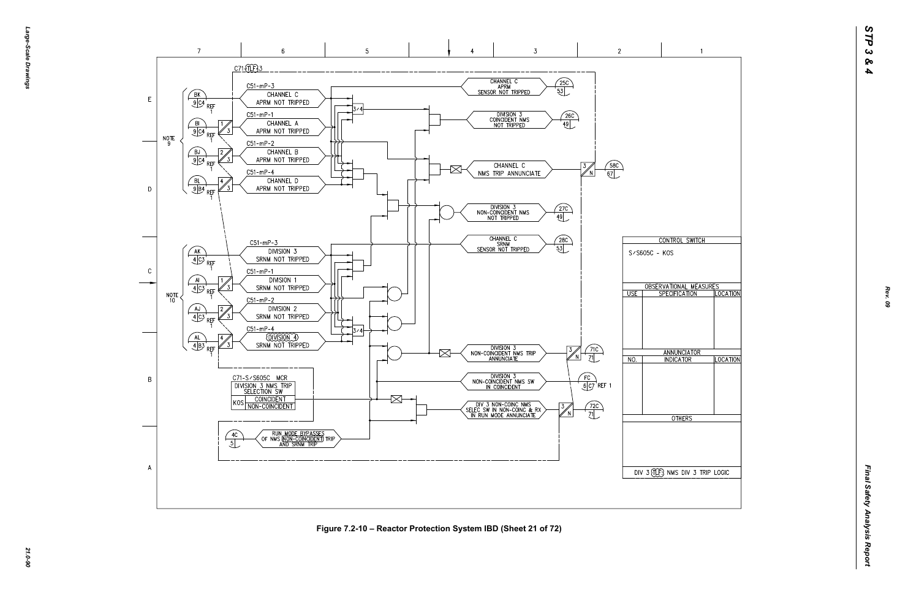C71-(TLF)3

C51-mP-3

CHANNEL C APRM NOT TRIPPED

C51-mP-1

CHANNEL A APRM NOT TRIPPED

C51-mP-2

CHANNEL B APRM NOT TRIPPED

C51-mP-4

CHANNEL D APRM NOT TRIPPED

NOTE 9

BK 9 C4 REF 1

BI 9 C4 REF 1

BJ 9 C4 REF 1

BL 9 B4 REF 1

CHANNEL C APRM SENSOR NOT TRIPPED — 25C 53

DIVISION 3 COINCIDENT NMS NOT TRIPPED — 26C 49

CHANNEL C NMS TRIP ANNUNCIATE — 58C 67

DIVISION 3 NON-COINCIDENT NMS NOT TRIPPED — 27C 49

CHANNEL C SRNM SENSOR NOT TRIPPED — 28C 53

C51-mP-3

DIVISION 3 SRNM NOT TRIPPED

C51-mP-1

DIVISION 1 SRNM NOT TRIPPED

C51-mP-2

DIVISION 2 SRNM NOT TRIPPED

C51-mP-4

DIVISION 4 SRNM NOT TRIPPED

NOTE 10

AK 4 C3 REF 1

AI 4 C3 REF 1

AJ 4 C3 REF 1

AL 4 B3 REF 1

DIVISION 3 NON-COINCIDENT NMS TRIP ANNUNCIATE — 71C 71

DIVISION 3 NON-COINCIDENT NMS SW IN COINCIDENT — FC 6 C7 REF 1

DIV 3 NON-COINC NMS SELEC SW IN NON-COINC & RX IN RUN MODE ANNUNCIATE — 72C 71

C71-S/S605C MCR

| DIVISION 3 NMS TRIP SELECTION SW | |
|---|---|
| KOS | COINCIDENT |
| | NON-COINCIDENT |

RUN MODE BYPASSES OF NMS (NON-COINCIDENT) TRIP AND SRNM TRIP — 4C 5

| CONTROL SWITCH | | |
|---|---|---|
| S/S605C - KOS | | |
| OBSERVATIONAL MEASURES | | |
| USE | SPECIFICATION | LOCATION |
| ANNUNCIATOR | | |
| NO. | INDICATOR | LOCATION |
| OTHERS | | |
| DIV 3 (TLF) NMS DIV 3 TRIP LOGIC | | |

Figure 7.2-10 – Reactor Protection System IBD (Sheet 21 of 72)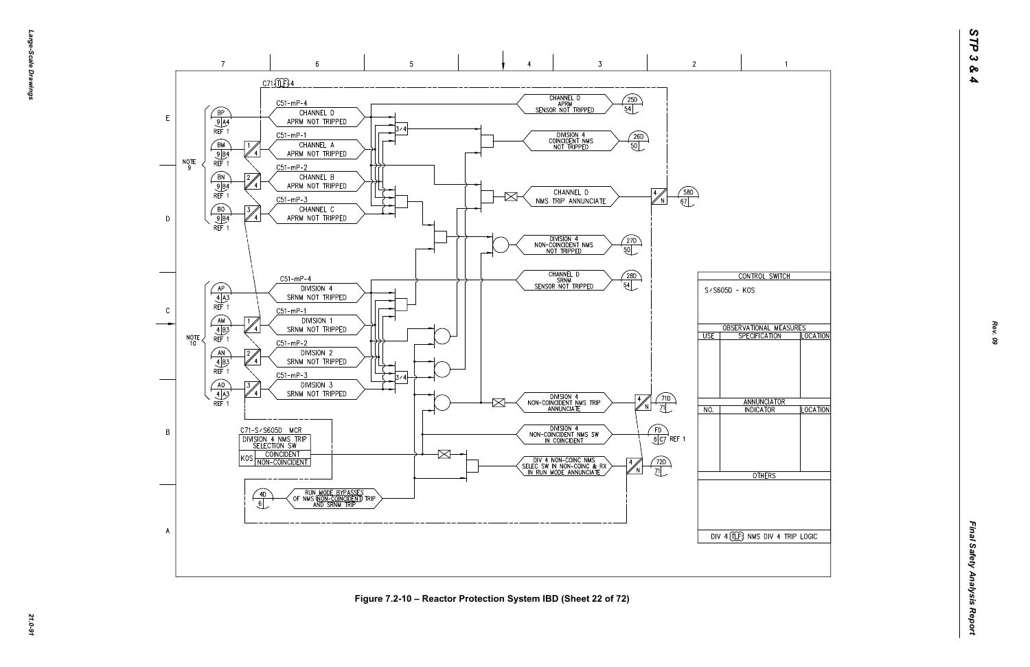| CONTROL SWITCH | | |
|---|---|---|
| S/S605D - KOS | | |
| OBSERVATIONAL MEASURES | | |
| USE | SPECIFICATION | LOCATION |
| | | |
| ANNUNCIATOR | | |
| NO. | INDICATOR | LOCATION |
| | | |
| OTHERS | | |
| | | |
| DIV 4 (TLF) NMS DIV 4 TRIP LOGIC | | |

Figure 7.2-10 – Reactor Protection System IBD (Sheet 22 of 72)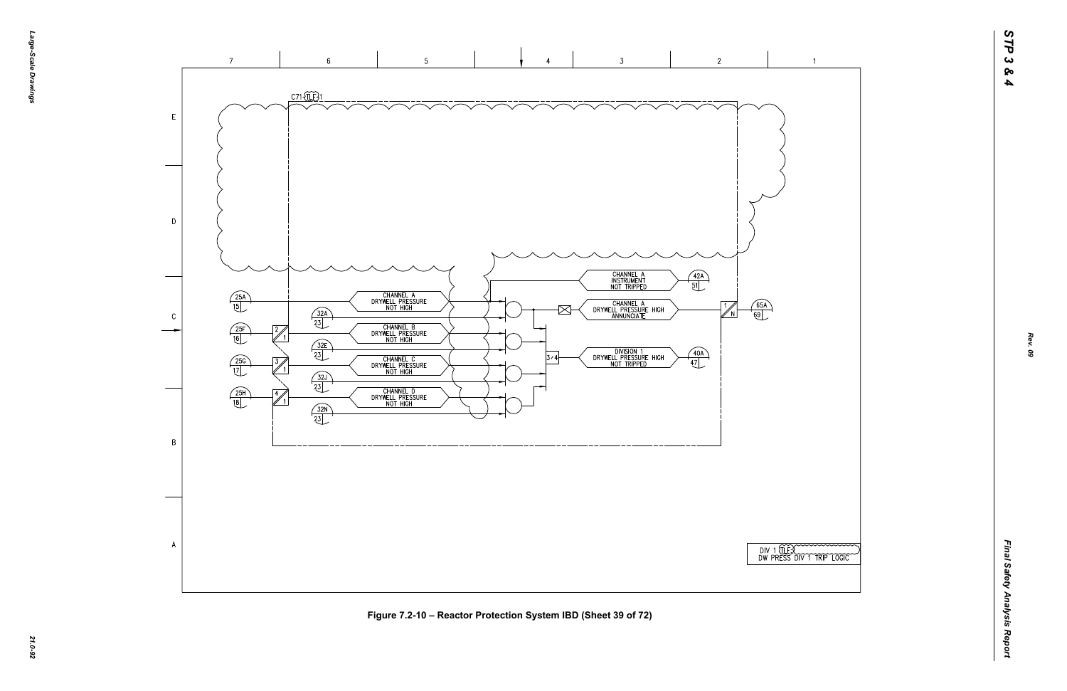C71-TLF-1

| | | | |
|---|---|---|---|
| 25A 15 | CHANNEL A DRYWELL PRESSURE NOT HIGH | 32A 23 | |
| 25F 16 | CHANNEL B DRYWELL PRESSURE NOT HIGH | 32E 23 | |
| 25G 17 | CHANNEL C DRYWELL PRESSURE NOT HIGH | 32J 23 | |
| 25H 18 | CHANNEL D DRYWELL PRESSURE NOT HIGH | 32N 23 | |

CHANNEL A INSTRUMENT NOT TRIPPED — 42A 51

CHANNEL A DRYWELL PRESSURE HIGH ANNUNCIATE — 65A 69

3/4 — DIVISION 1 DRYWELL PRESSURE HIGH NOT TRIPPED — 40A 47

DIV 1 TLF-1
DW PRESS DIV 1 TRIP LOGIC

Figure 7.2-10 – Reactor Protection System IBD (Sheet 39 of 72)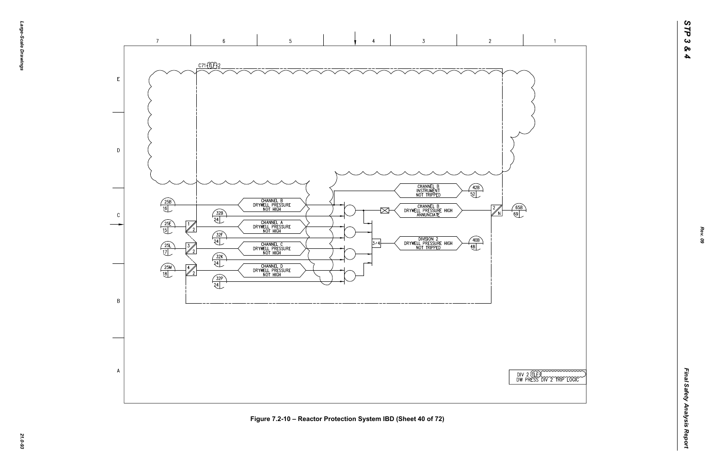C71-(TLF)-2

CHANNEL B DRYWELL PRESSURE NOT HIGH

CHANNEL A DRYWELL PRESSURE NOT HIGH

CHANNEL C DRYWELL PRESSURE NOT HIGH

CHANNEL D DRYWELL PRESSURE NOT HIGH

CHANNEL B INSTRUMENT NOT TRIPPED

CHANNEL B DRYWELL PRESSURE HIGH ANNUNCIATE

DIVISION 2 DRYWELL PRESSURE HIGH NOT TRIPPED

3/4

DIV 2 (TLF) DW PRESS DIV 2 TRIP LOGIC

Figure 7.2-10 – Reactor Protection System IBD (Sheet 40 of 72)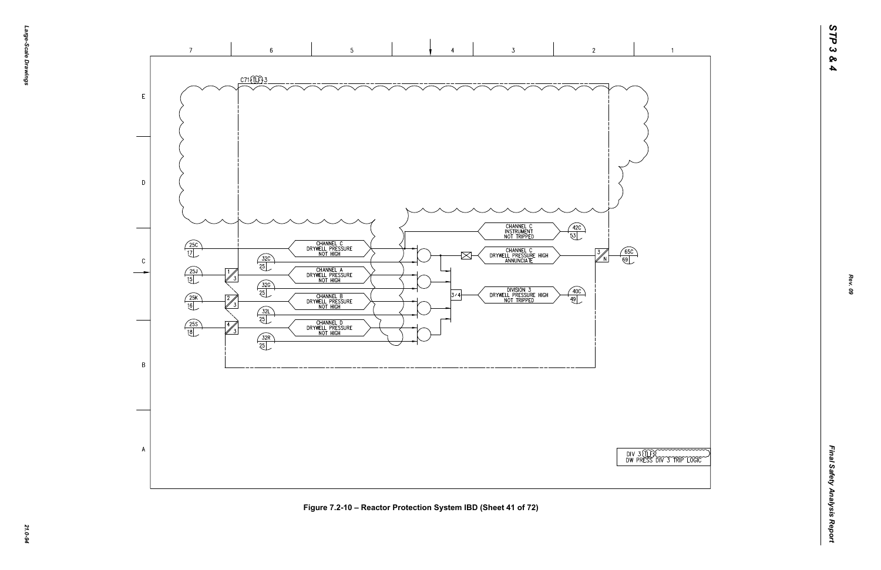C71 TLF 3

| | |
|---|---|
| 25C / 17 | CHANNEL C DRYWELL PRESSURE NOT HIGH |
| 32C / 25 | |
| 25J / 15 | CHANNEL A DRYWELL PRESSURE NOT HIGH |
| 32G / 25 | |
| 25K / 16 | CHANNEL B DRYWELL PRESSURE NOT HIGH |
| 32L / 25 | |
| 25S / 18 | CHANNEL D DRYWELL PRESSURE NOT HIGH |
| 32R / 25 | |

CHANNEL C INSTRUMENT NOT TRIPPED — 42C / 53

CHANNEL C DRYWELL PRESSURE HIGH ANNUNCIATE — 3 / N — 65C / 69

3/4 — DIVISION 3 DRYWELL PRESSURE HIGH NOT TRIPPED — 40C / 49

DIV 3 TLF
DW PRESS DIV 3 TRIP LOGIC

Figure 7.2-10 – Reactor Protection System IBD (Sheet 41 of 72)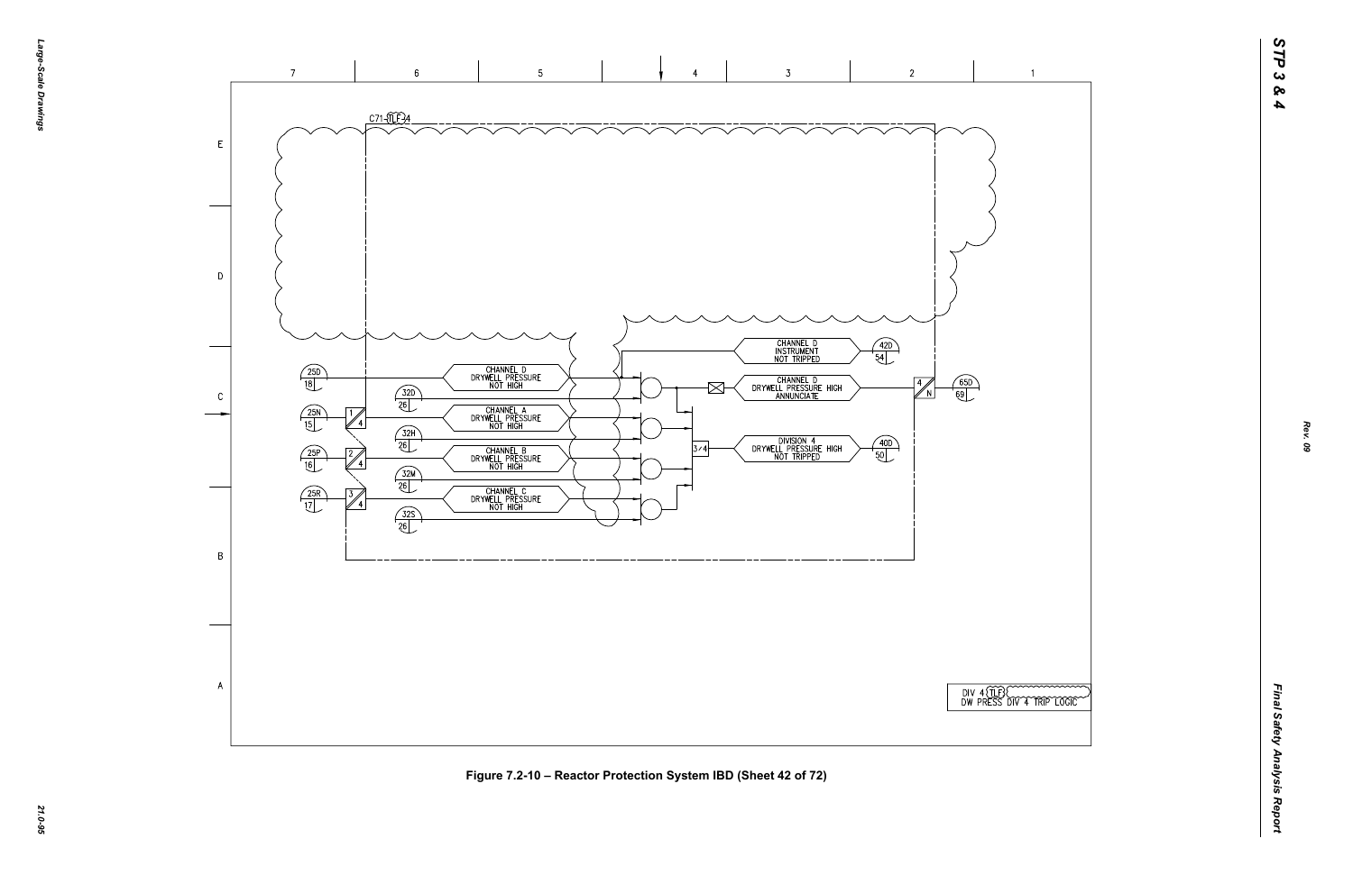C71-TLF-4

| | |
|---|---|
| 25D 18 | CHANNEL D DRYWELL PRESSURE NOT HIGH |
| 32D 26 | |
| 25N 15 | CHANNEL A DRYWELL PRESSURE NOT HIGH |
| 32H 26 | |
| 25P 16 | CHANNEL B DRYWELL PRESSURE NOT HIGH |
| 32M 26 | |
| 25R 17 | CHANNEL C DRYWELL PRESSURE NOT HIGH |
| 32S 26 | |

CHANNEL D INSTRUMENT NOT TRIPPED — 42D 54

CHANNEL D DRYWELL PRESSURE HIGH ANNUNCIATE — 65D 69

3/4 — DIVISION 4 DRYWELL PRESSURE HIGH NOT TRIPPED — 40D 50

DIV 4 TLF DW PRESS DIV 4 TRIP LOGIC

Figure 7.2-10 – Reactor Protection System IBD (Sheet 42 of 72)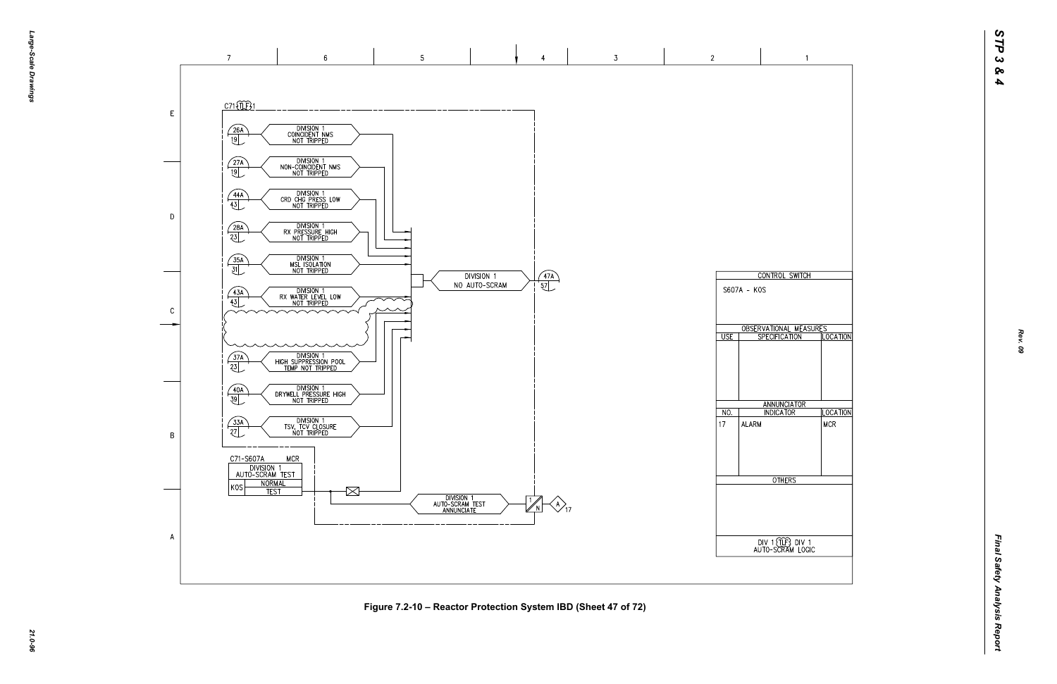C71-TLF-1

| Ref | Signal |
| --- | --- |
| 26A / 19 | DIVISION 1 COINCIDENT NMS NOT TRIPPED |
| 27A / 19 | DIVISION 1 NON-COINCIDENT NMS NOT TRIPPED |
| 44A / 43 | DIVISION 1 CRD CHG PRESS LOW NOT TRIPPED |
| 28A / 23 | DIVISION 1 RX PRESSURE HIGH NOT TRIPPED |
| 35A / 31 | DIVISION 1 MSL ISOLATION NOT TRIPPED |
| 43A / 43 | DIVISION 1 RX WATER LEVEL LOW NOT TRIPPED |
| 37A / 23 | DIVISION 1 HIGH SUPPRESSION POOL TEMP NOT TRIPPED |
| 40A / 39 | DIVISION 1 DRYWELL PRESSURE HIGH NOT TRIPPED |
| 33A / 27 | DIVISION 1 TSV, TCV CLOSURE NOT TRIPPED |

DIVISION 1 NO AUTO-SCRAM → 47A / 57

C71-S607A MCR

DIVISION 1 AUTO-SCRAM TEST

KOS: NORMAL / TEST

DIVISION 1 AUTO-SCRAM TEST ANNUNCIATE → 1/N → A 17

| CONTROL SWITCH | | |
| --- | --- | --- |
| S607A - KOS | | |
| **OBSERVATIONAL MEASURES** | | |
| USE | SPECIFICATION | LOCATION |
| | | |
| **ANNUNCIATOR** | | |
| NO. | INDICATOR | LOCATION |
| 17 | ALARM | MCR |
| **OTHERS** | | |
| | | |

DIV 1 TLF DIV 1 AUTO-SCRAM LOGIC

Figure 7.2-10 – Reactor Protection System IBD (Sheet 47 of 72)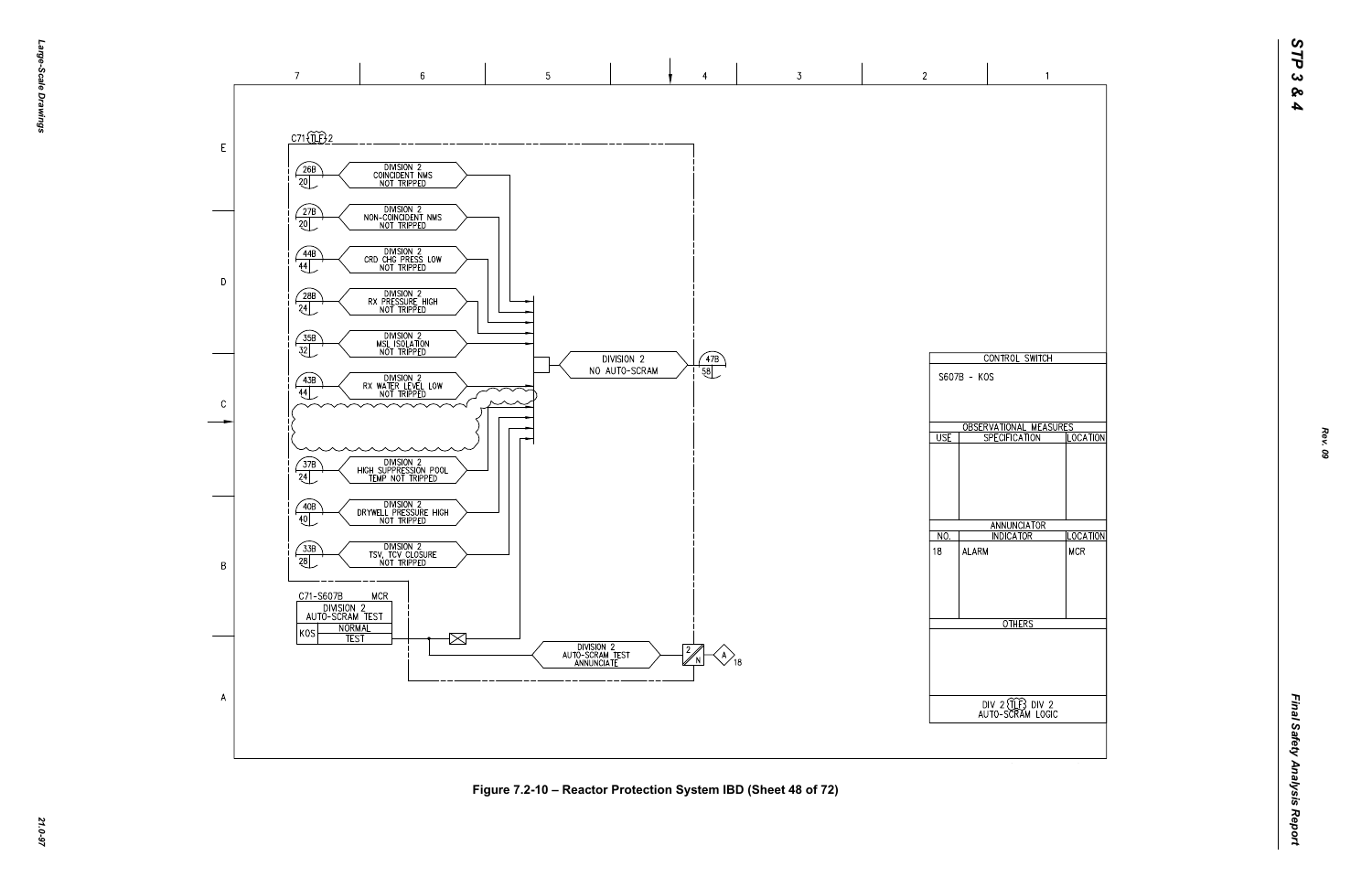C71 (TLF) 2

| Ref | Signal |
|---|---|
| 26B / 20 | DIVISION 2 COINCIDENT NMS NOT TRIPPED |
| 27B / 20 | DIVISION 2 NON-COINCIDENT NMS NOT TRIPPED |
| 44B / 44 | DIVISION 2 CRD CHG PRESS LOW NOT TRIPPED |
| 28B / 24 | DIVISION 2 RX PRESSURE HIGH NOT TRIPPED |
| 35B / 32 | DIVISION 2 MSL ISOLATION NOT TRIPPED |
| 43B / 44 | DIVISION 2 RX WATER LEVEL LOW NOT TRIPPED |
| 37B / 24 | DIVISION 2 HIGH SUPPRESSION POOL TEMP NOT TRIPPED |
| 40B / 40 | DIVISION 2 DRYWELL PRESSURE HIGH NOT TRIPPED |
| 33B / 28 | DIVISION 2 TSV, TCV CLOSURE NOT TRIPPED |

DIVISION 2 NO AUTO-SCRAM → 47B / 58

C71-S607B MCR

DIVISION 2 AUTO-SCRAM TEST

KOS: NORMAL / TEST

DIVISION 2 AUTO-SCRAM TEST ANNUNCIATE → 2/N → A 18

| CONTROL SWITCH | | |
|---|---|---|
| S607B - KOS | | |
| OBSERVATIONAL MEASURES | | |
| USE | SPECIFICATION | LOCATION |
| | | |
| ANNUNCIATOR | | |
| NO. | INDICATOR | LOCATION |
| 18 | ALARM | MCR |
| OTHERS | | |
| | | |

DIV 2 (TLF) DIV 2 AUTO-SCRAM LOGIC

Figure 7.2-10 – Reactor Protection System IBD (Sheet 48 of 72)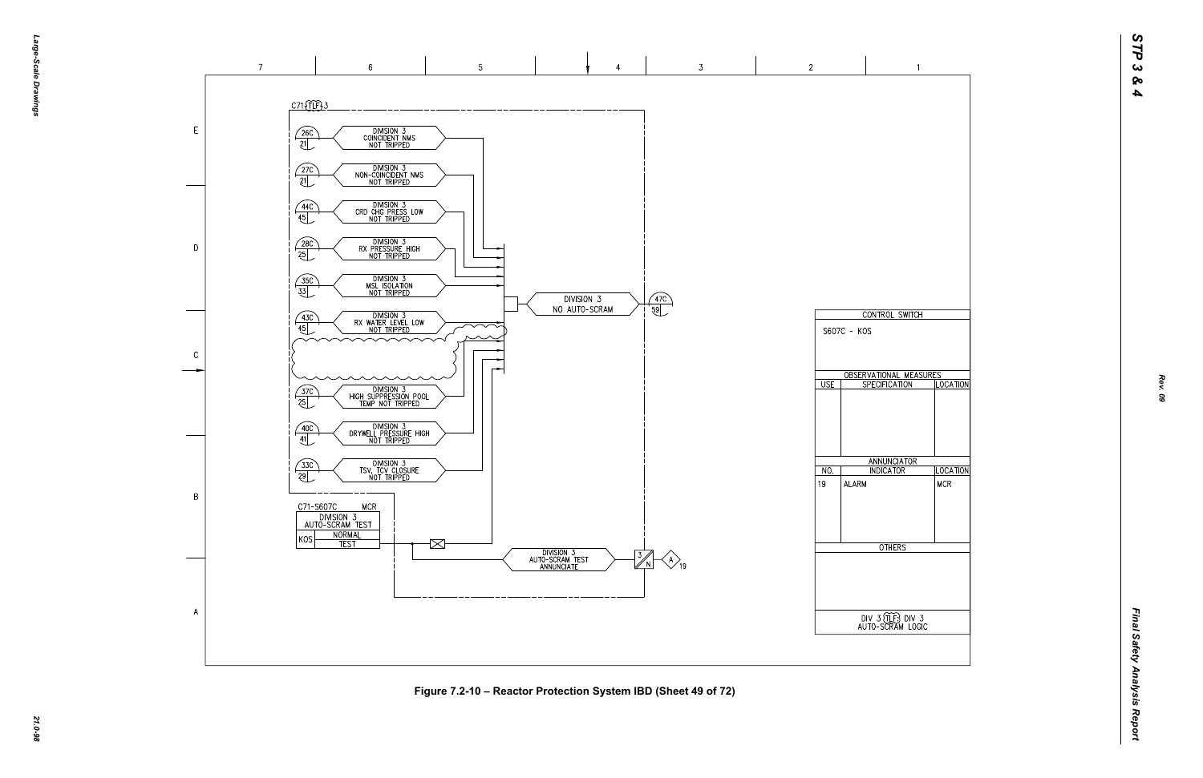C71-TLF-3

| Ref | Signal |
|---|---|
| 26C / 21 | DIVISION 3 COINCIDENT NMS NOT TRIPPED |
| 27C / 21 | DIVISION 3 NON-COINCIDENT NMS NOT TRIPPED |
| 44C / 45 | DIVISION 3 CRD CHG PRESS LOW NOT TRIPPED |
| 28C / 25 | DIVISION 3 RX PRESSURE HIGH NOT TRIPPED |
| 35C / 33 | DIVISION 3 MSL ISOLATION NOT TRIPPED |
| 43C / 45 | DIVISION 3 RX WATER LEVEL LOW NOT TRIPPED |
| 37C / 25 | DIVISION 3 HIGH SUPPRESSION POOL TEMP NOT TRIPPED |
| 40C / 41 | DIVISION 3 DRYWELL PRESSURE HIGH NOT TRIPPED |
| 33C / 29 | DIVISION 3 TSV, TCV CLOSURE NOT TRIPPED |

DIVISION 3 NO AUTO-SCRAM → 47C / 59

C71-S607C MCR
DIVISION 3 AUTO-SCRAM TEST
KOS: NORMAL / TEST

DIVISION 3 AUTO-SCRAM TEST ANNUNCIATE → 3/N → A 19

| CONTROL SWITCH | | |
|---|---|---|
| S607C - KOS | | |

| OBSERVATIONAL MEASURES | | |
|---|---|---|
| USE | SPECIFICATION | LOCATION |
| | | |

| ANNUNCIATOR | | |
|---|---|---|
| NO. | INDICATOR | LOCATION |
| 19 | ALARM | MCR |

| OTHERS |
|---|
| |

DIV 3 TLF3 DIV 3 AUTO-SCRAM LOGIC

Figure 7.2-10 – Reactor Protection System IBD (Sheet 49 of 72)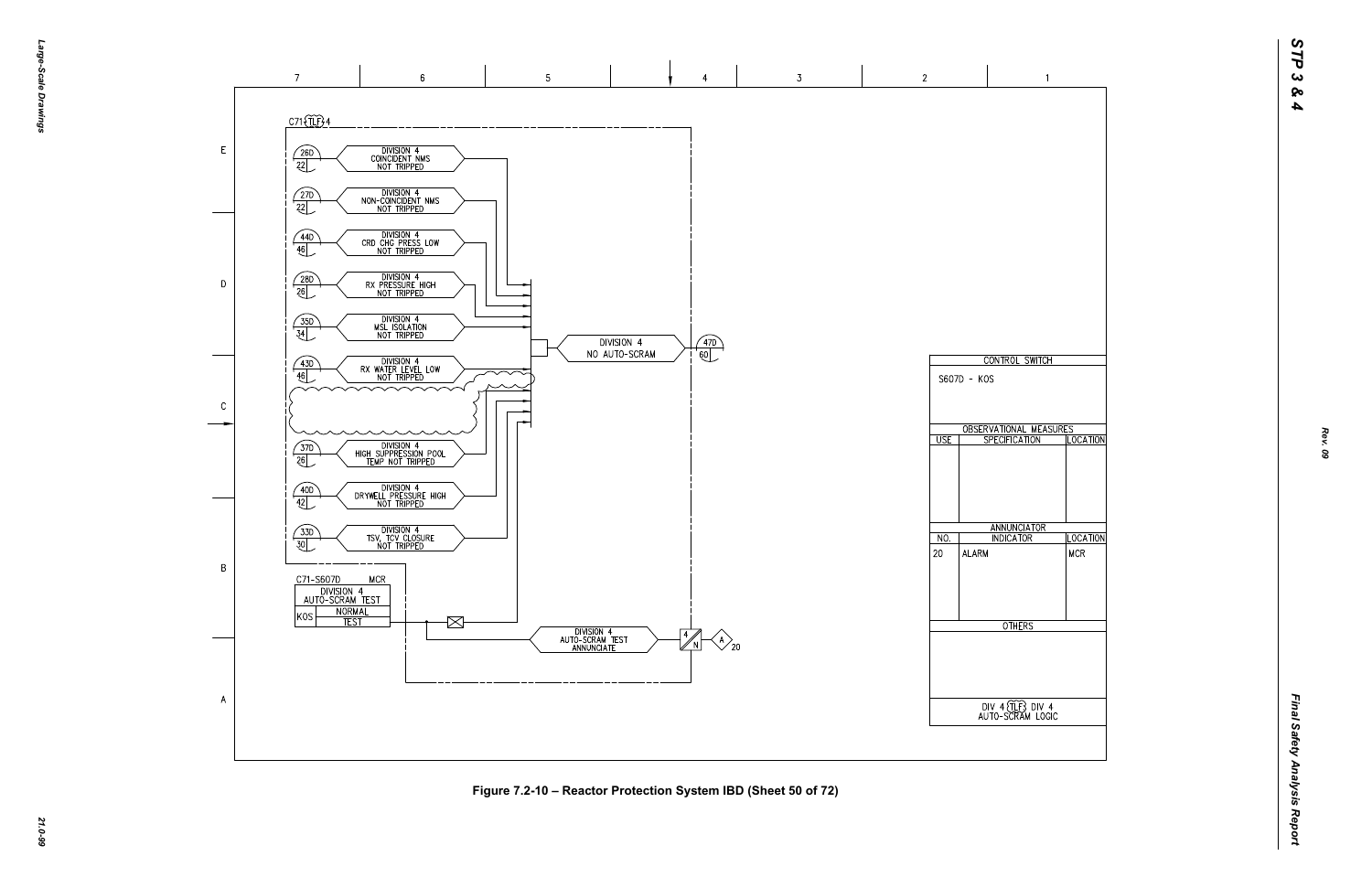C71 (TLF) 4

| Ref | Signal |
|---|---|
| 26D / 22 | DIVISION 4 COINCIDENT NMS NOT TRIPPED |
| 27D / 22 | DIVISION 4 NON-COINCIDENT NMS NOT TRIPPED |
| 44D / 46 | DIVISION 4 CRD CHG PRESS LOW NOT TRIPPED |
| 28D / 26 | DIVISION 4 RX PRESSURE HIGH NOT TRIPPED |
| 35D / 34 | DIVISION 4 MSL ISOLATION NOT TRIPPED |
| 43D / 46 | DIVISION 4 RX WATER LEVEL LOW NOT TRIPPED |
| 37D / 26 | DIVISION 4 HIGH SUPPRESSION POOL TEMP NOT TRIPPED |
| 40D / 42 | DIVISION 4 DRYWELL PRESSURE HIGH NOT TRIPPED |
| 33D / 30 | DIVISION 4 TSV, TCV CLOSURE NOT TRIPPED |

DIVISION 4 NO AUTO-SCRAM → 47D / 60

C71-S607D MCR

| DIVISION 4 AUTO-SCRAM TEST | |
|---|---|
| KOS | NORMAL |
| | TEST |

DIVISION 4 AUTO-SCRAM TEST ANNUNCIATE → 4/N → A 20

| CONTROL SWITCH | | |
|---|---|---|
| S607D - KOS | | |
| **OBSERVATIONAL MEASURES** | | |
| USE | SPECIFICATION | LOCATION |
| | | |
| **ANNUNCIATOR** | | |
| NO. | INDICATOR | LOCATION |
| 20 | ALARM | MCR |
| **OTHERS** | | |
| | | |

DIV 4 (TLF) DIV 4 AUTO-SCRAM LOGIC

Figure 7.2-10 – Reactor Protection System IBD (Sheet 50 of 72)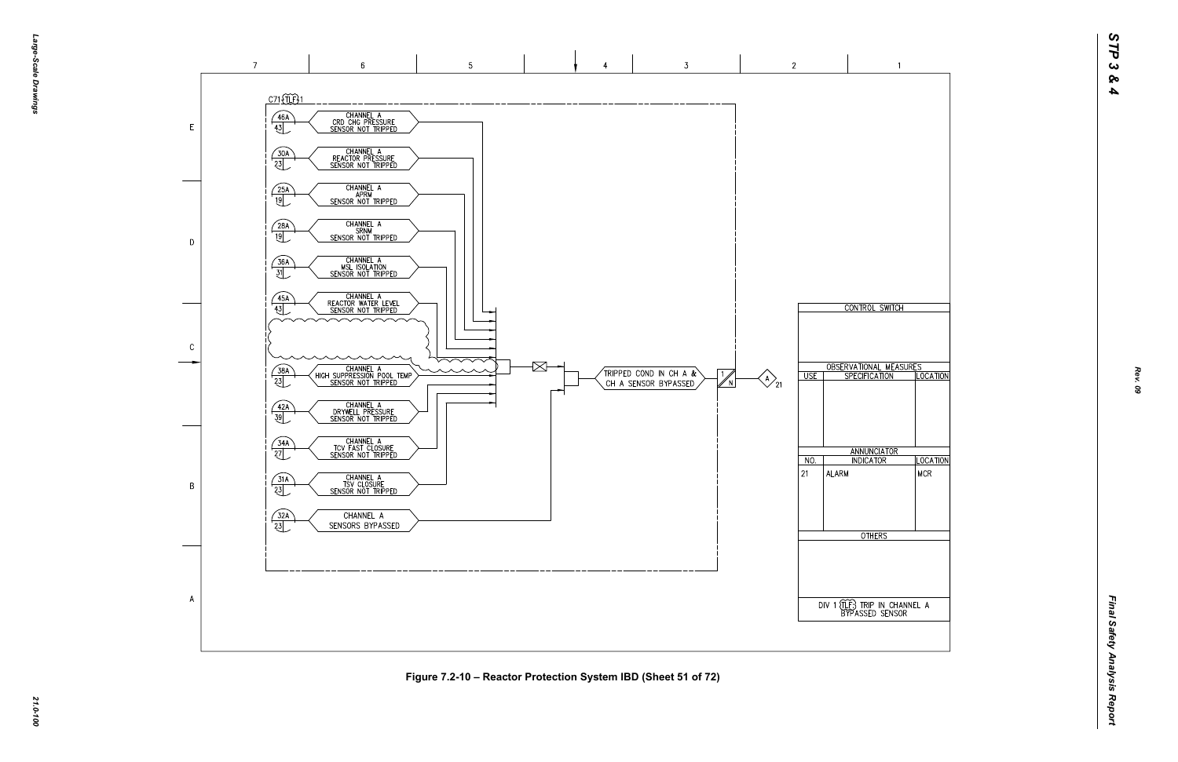C71 (TLF) 1

| | |
|---|---|
| 46A / 43 | CHANNEL A CRD CHG PRESSURE SENSOR NOT TRIPPED |
| 30A / 23 | CHANNEL A REACTOR PRESSURE SENSOR NOT TRIPPED |
| 25A / 19 | CHANNEL A APRM SENSOR NOT TRIPPED |
| 28A / 19 | CHANNEL A SRNM SENSOR NOT TRIPPED |
| 36A / 31 | CHANNEL A MSL ISOLATION SENSOR NOT TRIPPED |
| 45A / 43 | CHANNEL A REACTOR WATER LEVEL SENSOR NOT TRIPPED |
| 38A / 23 | CHANNEL A HIGH SUPPRESSION POOL TEMP SENSOR NOT TRIPPED |
| 42A / 39 | CHANNEL A DRYWELL PRESSURE SENSOR NOT TRIPPED |
| 34A / 27 | CHANNEL A TCV FAST CLOSURE SENSOR NOT TRIPPED |
| 31A / 23 | CHANNEL A TSV CLOSURE SENSOR NOT TRIPPED |
| 32A / 23 | CHANNEL A SENSORS BYPASSED |

TRIPPED COND IN CH A & CH A SENSOR BYPASSED → 1 / N → A 21

| CONTROL SWITCH | | |
|---|---|---|
| | | |
| **OBSERVATIONAL MEASURES** | | |
| USE | SPECIFICATION | LOCATION |
| | | |
| **ANNUNCIATOR** | | |
| NO. | INDICATOR | LOCATION |
| 21 | ALARM | MCR |
| **OTHERS** | | |
| | | |
| DIV 1 (TLF) TRIP IN CHANNEL A BYPASSED SENSOR | | |

Figure 7.2-10 – Reactor Protection System IBD (Sheet 51 of 72)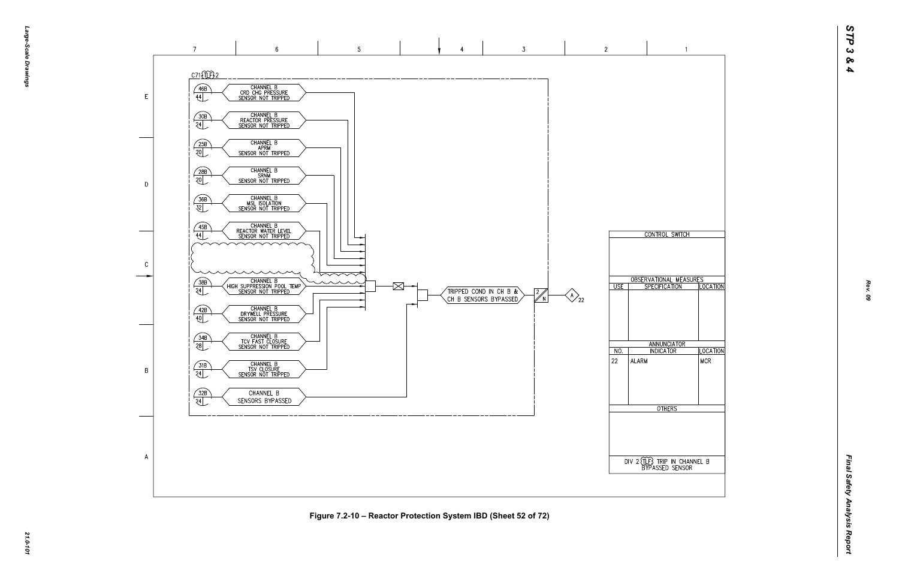C71 TLF 2

| Ref | Sheet | Signal |
|---|---|---|
| 46B | 44 | CHANNEL B CRD CHG PRESSURE SENSOR NOT TRIPPED |
| 30B | 24 | CHANNEL B REACTOR PRESSURE SENSOR NOT TRIPPED |
| 25B | 20 | CHANNEL B APRM SENSOR NOT TRIPPED |
| 28B | 20 | CHANNEL B SRNM SENSOR NOT TRIPPED |
| 36B | 32 | CHANNEL B MSL ISOLATION SENSOR NOT TRIPPED |
| 45B | 44 | CHANNEL B REACTOR WATER LEVEL SENSOR NOT TRIPPED |
| 38B | 24 | CHANNEL B HIGH SUPPRESSION POOL TEMP SENSOR NOT TRIPPED |
| 42B | 40 | CHANNEL B DRYWELL PRESSURE SENSOR NOT TRIPPED |
| 34B | 28 | CHANNEL B TCV FAST CLOSURE SENSOR NOT TRIPPED |
| 31B | 24 | CHANNEL B TSV CLOSURE SENSOR NOT TRIPPED |
| 32B | 24 | CHANNEL B SENSORS BYPASSED |

TRIPPED COND IN CH B & CH B SENSORS BYPASSED → 2/N → A 22

| CONTROL SWITCH | | |
|---|---|---|
| | | |
| **OBSERVATIONAL MEASURES** | | |
| USE | SPECIFICATION | LOCATION |
| | | |
| **ANNUNCIATOR** | | |
| NO. | INDICATOR | LOCATION |
| 22 | ALARM | MCR |
| **OTHERS** | | |
| | | |

DIV 2 TLF TRIP IN CHANNEL B BYPASSED SENSOR

Figure 7.2-10 – Reactor Protection System IBD (Sheet 52 of 72)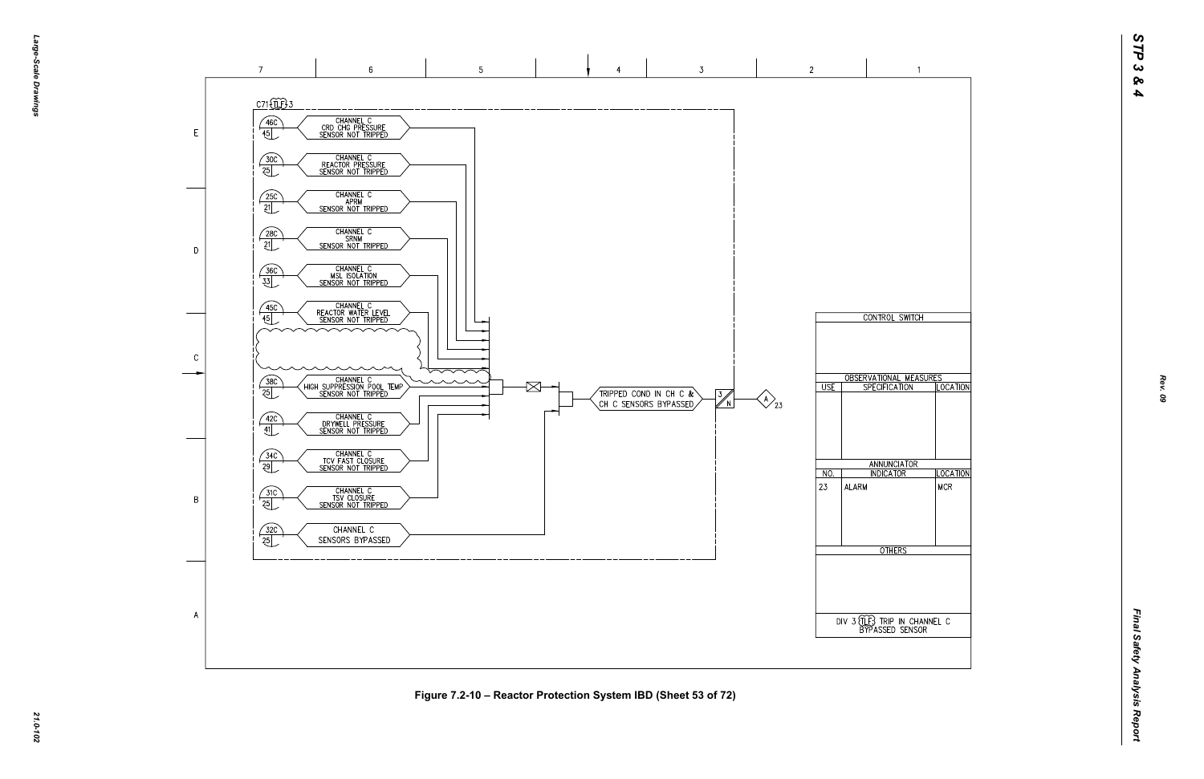C71 TLF 3

| Ref | Signal |
|---|---|
| 46C / 45 | CHANNEL C CRD CHG PRESSURE SENSOR NOT TRIPPED |
| 30C / 25 | CHANNEL C REACTOR PRESSURE SENSOR NOT TRIPPED |
| 25C / 21 | CHANNEL C APRM SENSOR NOT TRIPPED |
| 28C / 21 | CHANNEL C SRNM SENSOR NOT TRIPPED |
| 36C / 33 | CHANNEL C MSL ISOLATION SENSOR NOT TRIPPED |
| 45C / 45 | CHANNEL C REACTOR WATER LEVEL SENSOR NOT TRIPPED |
| 38C / 25 | CHANNEL C HIGH SUPPRESSION POOL TEMP SENSOR NOT TRIPPED |
| 42C / 41 | CHANNEL C DRYWELL PRESSURE SENSOR NOT TRIPPED |
| 34C / 29 | CHANNEL C TCV FAST CLOSURE SENSOR NOT TRIPPED |
| 31C / 25 | CHANNEL C TSV CLOSURE SENSOR NOT TRIPPED |
| 32C / 25 | CHANNEL C SENSORS BYPASSED |

TRIPPED COND IN CH C & CH C SENSORS BYPASSED → 3/N → A 23

**CONTROL SWITCH**

**OBSERVATIONAL MEASURES**

| USE | SPECIFICATION | LOCATION |
|---|---|---|
| | | |

**ANNUNCIATOR**

| NO. | INDICATOR | LOCATION |
|---|---|---|
| 23 | ALARM | MCR |

**OTHERS**

DIV 3 TLF TRIP IN CHANNEL C BYPASSED SENSOR

Figure 7.2-10 – Reactor Protection System IBD (Sheet 53 of 72)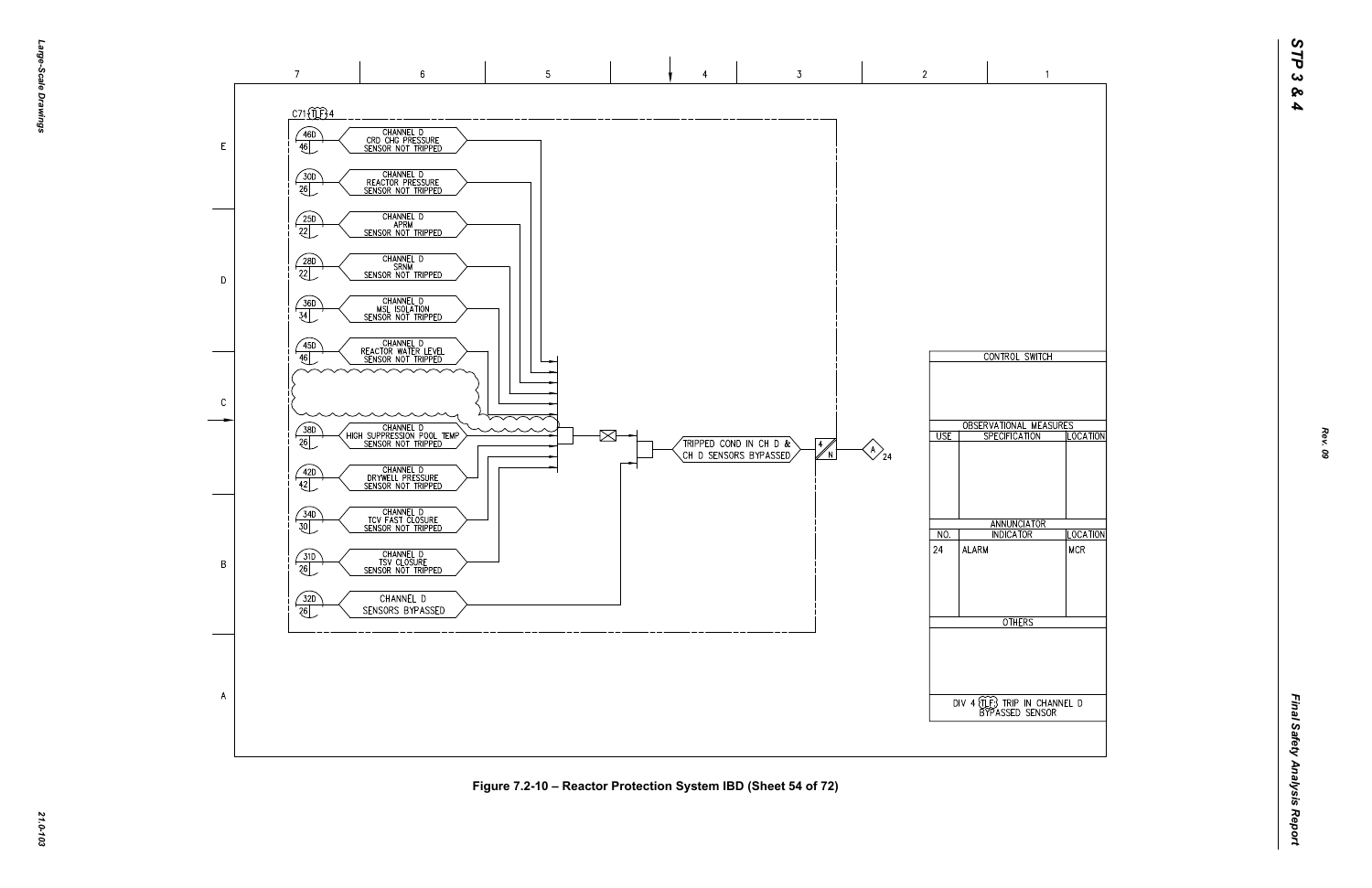C71 TLF 4

| | |
|---|---|
| 46D / 46 | CHANNEL D CRD CHG PRESSURE SENSOR NOT TRIPPED |
| 30D / 26 | CHANNEL D REACTOR PRESSURE SENSOR NOT TRIPPED |
| 25D / 22 | CHANNEL D APRM SENSOR NOT TRIPPED |
| 28D / 22 | CHANNEL D SRNM SENSOR NOT TRIPPED |
| 36D / 34 | CHANNEL D MSL ISOLATION SENSOR NOT TRIPPED |
| 45D / 46 | CHANNEL D REACTOR WATER LEVEL SENSOR NOT TRIPPED |
| 38D / 26 | CHANNEL D HIGH SUPPRESSION POOL TEMP SENSOR NOT TRIPPED |
| 42D / 42 | CHANNEL D DRYWELL PRESSURE SENSOR NOT TRIPPED |
| 34D / 30 | CHANNEL D TCV FAST CLOSURE SENSOR NOT TRIPPED |
| 31D / 26 | CHANNEL D TSV CLOSURE SENSOR NOT TRIPPED |
| 32D / 26 | CHANNEL D SENSORS BYPASSED |

TRIPPED COND IN CH D & CH D SENSORS BYPASSED → 4/N → A 24

| CONTROL SWITCH | | |
|---|---|---|
| | | |

| OBSERVATIONAL MEASURES | | |
|---|---|---|
| USE | SPECIFICATION | LOCATION |
| | | |

| ANNUNCIATOR | | |
|---|---|---|
| NO. | INDICATOR | LOCATION |
| 24 | ALARM | MCR |

| OTHERS |
|---|
| |

DIV 4 TLF TRIP IN CHANNEL D BYPASSED SENSOR

Figure 7.2-10 – Reactor Protection System IBD (Sheet 54 of 72)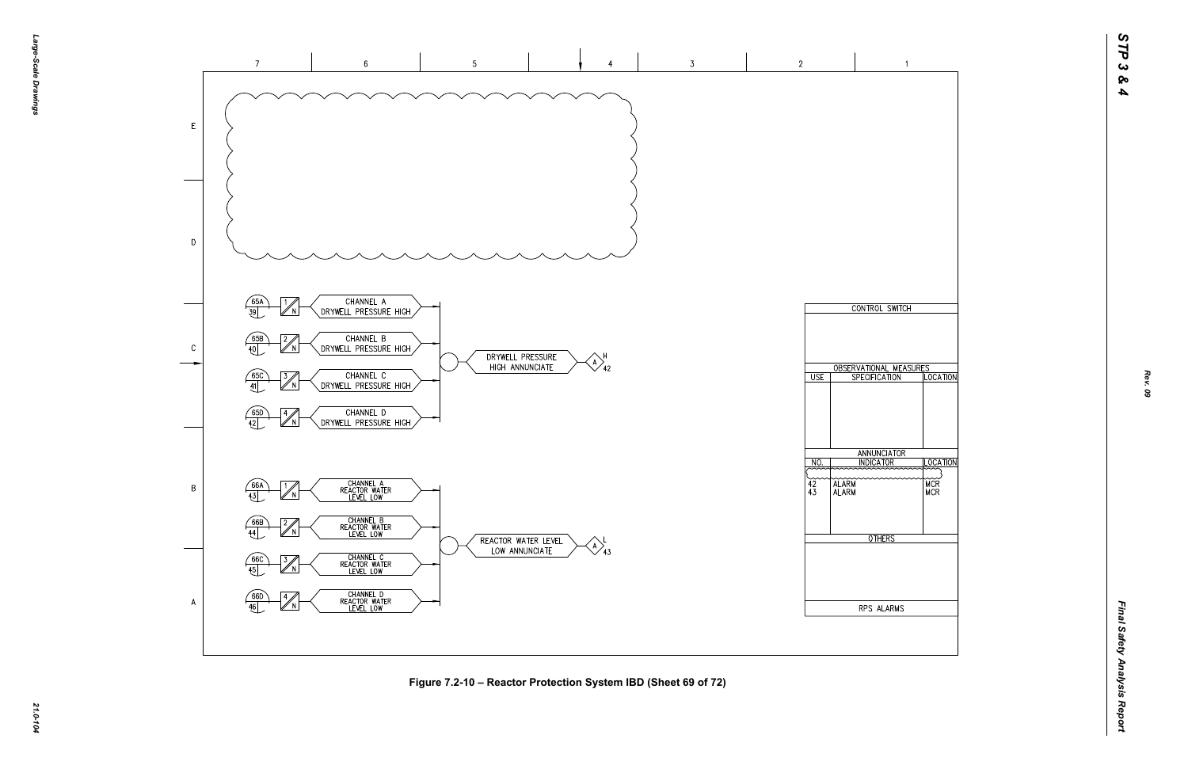| CONTROL SWITCH | | |
| --- | --- | --- |
| | | |
| OBSERVATIONAL MEASURES | | |
| USE | SPECIFICATION | LOCATION |
| | | |
| ANNUNCIATOR | | |
| NO. | INDICATOR | LOCATION |
| 42 | ALARM | MCR |
| 43 | ALARM | MCR |
| OTHERS | | |
| | | |
| RPS ALARMS | | |

65A / 39 — 1/N — CHANNEL A DRYWELL PRESSURE HIGH

65B / 40 — 2/N — CHANNEL B DRYWELL PRESSURE HIGH

65C / 41 — 3/N — CHANNEL C DRYWELL PRESSURE HIGH

65D / 42 — 4/N — CHANNEL D DRYWELL PRESSURE HIGH

DRYWELL PRESSURE HIGH ANNUNCIATE — A — H 42

66A / 43 — 1/N — CHANNEL A REACTOR WATER LEVEL LOW

66B / 44 — 2/N — CHANNEL B REACTOR WATER LEVEL LOW

66C / 45 — 3/N — CHANNEL C REACTOR WATER LEVEL LOW

66D / 46 — 4/N — CHANNEL D REACTOR WATER LEVEL LOW

REACTOR WATER LEVEL LOW ANNUNCIATE — A — L 43

Figure 7.2-10 – Reactor Protection System IBD (Sheet 69 of 72)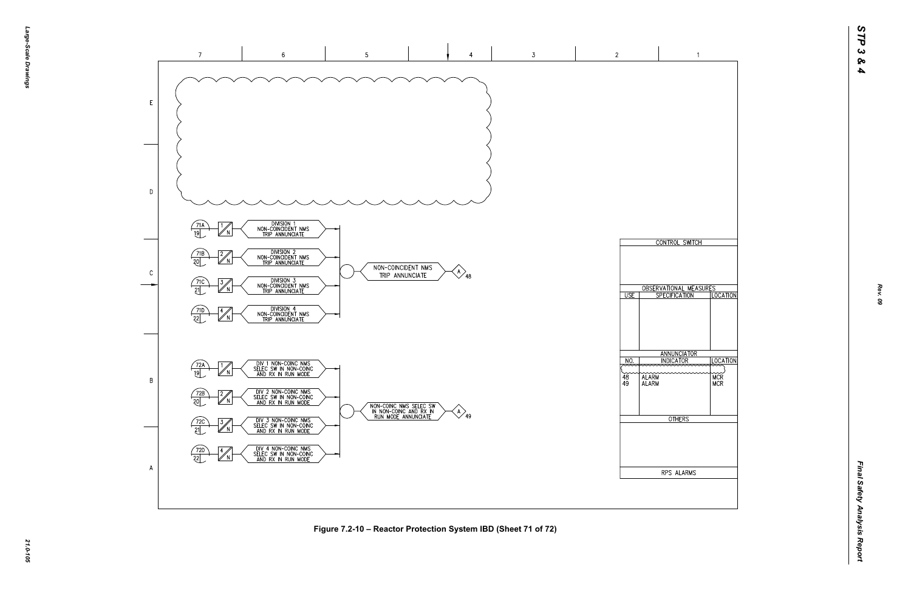DIVISION 1
NON-COINCIDENT NMS
TRIP ANNUNCIATE

DIVISION 2
NON-COINCIDENT NMS
TRIP ANNUNCIATE

DIVISION 3
NON-COINCIDENT NMS
TRIP ANNUNCIATE

DIVISION 4
NON-COINCIDENT NMS
TRIP ANNUNCIATE

NON-COINCIDENT NMS
TRIP ANNUNCIATE

DIV 1 NON-COINC NMS
SELEC SW IN NON-COINC
AND RX IN RUN MODE

DIV 2 NON-COINC NMS
SELEC SW IN NON-COINC
AND RX IN RUN MODE

DIV 3 NON-COINC NMS
SELEC SW IN NON-COINC
AND RX IN RUN MODE

DIV 4 NON-COINC NMS
SELEC SW IN NON-COINC
AND RX IN RUN MODE

NON-COINC NMS SELEC SW
IN NON-COINC AND RX IN
RUN MODE ANNUNCIATE

CONTROL SWITCH

OBSERVATIONAL MEASURES

| USE | SPECIFICATION | LOCATION |
|---|---|---|
| | | |

ANNUNCIATOR

| NO. | INDICATOR | LOCATION |
|---|---|---|
| 48 | ALARM | MCR |
| 49 | ALARM | MCR |

OTHERS

RPS ALARMS

Figure 7.2-10 – Reactor Protection System IBD (Sheet 71 of 72)